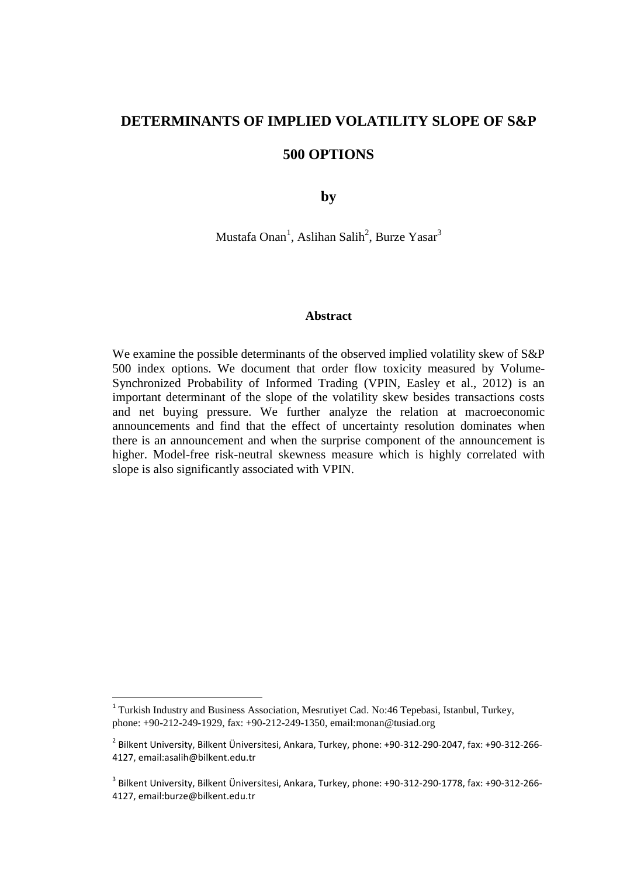# DETERMINANTS OF IMPLIED VOLATILITY SLOPE OF S&P 500 OPTIONS

**by**

Mustafa Onan[1], Aslihan Salih[2], Burze Yasar[3]

### Abstract

We examine the possible determinants of the observed implied volatility skew of S&P 500 index options. We document that order flow toxicity measured by Volume-Synchronized Probability of Informed Trading (VPIN, Easley et al., 2012) is an important determinant of the slope of the volatility skew besides transactions costs and net buying pressure. We further analyze the relation at macroeconomic announcements and find that the effect of uncertainty resolution dominates when there is an announcement and when the surprise component of the announcement is higher. Model-free risk-neutral skewness measure which is highly correlated with slope is also significantly associated with VPIN.

---

[1] Turkish Industry and Business Association, Mesrutiyet Cad. No:46 Tepebasi, Istanbul, Turkey, phone: +90-212-249-1929, fax: +90-212-249-1350, email:monan@tusiad.org

[2] Bilkent University, Bilkent Üniversitesi, Ankara, Turkey, phone: +90-312-290-2047, fax: +90-312-266-4127, email:asalih@bilkent.edu.tr

[3] Bilkent University, Bilkent Üniversitesi, Ankara, Turkey, phone: +90-312-290-1778, fax: +90-312-266-4127, email:burze@bilkent.edu.tr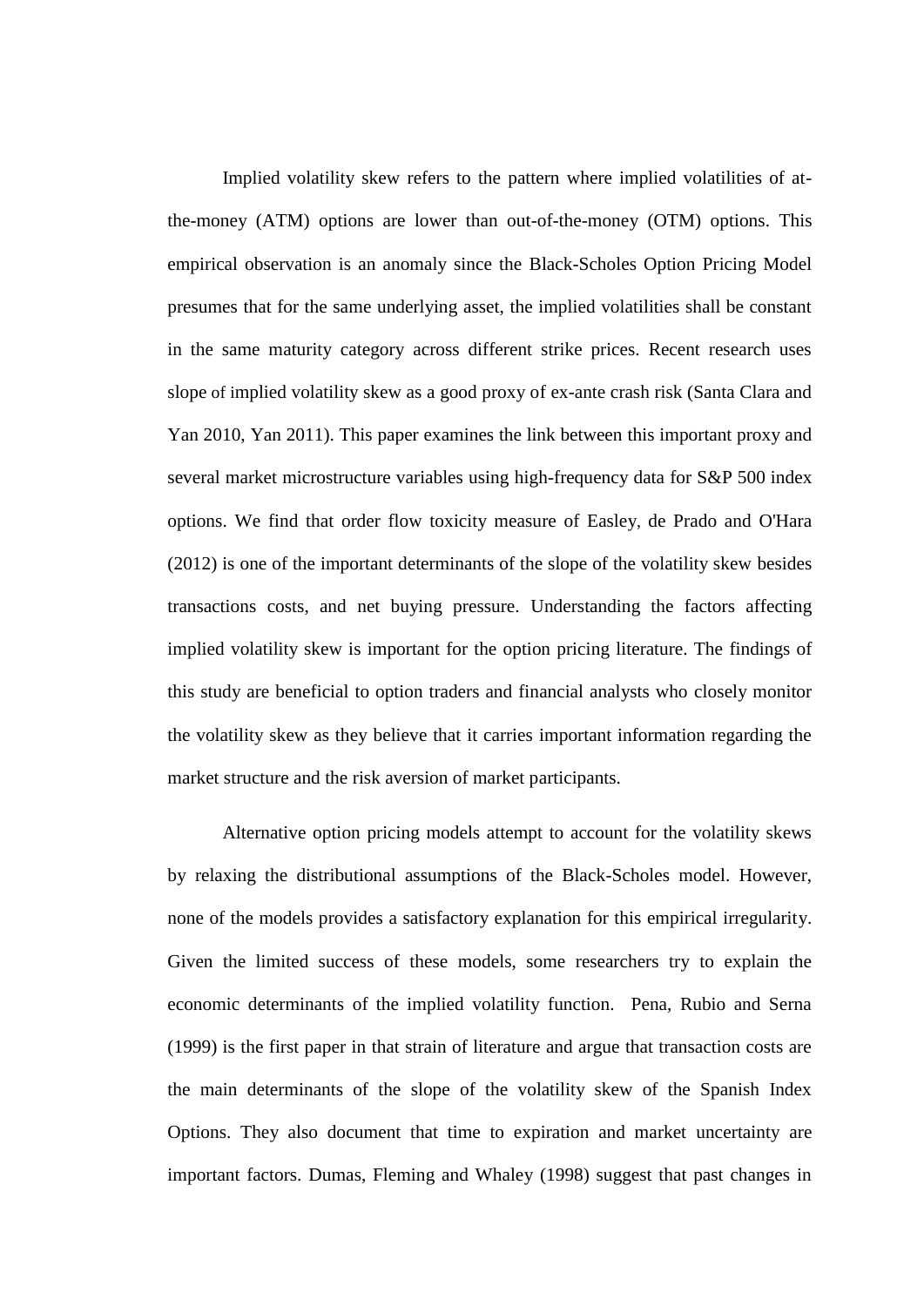Implied volatility skew refers to the pattern where implied volatilities of at-the-money (ATM) options are lower than out-of-the-money (OTM) options. This empirical observation is an anomaly since the Black-Scholes Option Pricing Model presumes that for the same underlying asset, the implied volatilities shall be constant in the same maturity category across different strike prices. Recent research uses slope of implied volatility skew as a good proxy of ex-ante crash risk (Santa Clara and Yan 2010, Yan 2011). This paper examines the link between this important proxy and several market microstructure variables using high-frequency data for S&P 500 index options. We find that order flow toxicity measure of Easley, de Prado and O'Hara (2012) is one of the important determinants of the slope of the volatility skew besides transactions costs, and net buying pressure. Understanding the factors affecting implied volatility skew is important for the option pricing literature. The findings of this study are beneficial to option traders and financial analysts who closely monitor the volatility skew as they believe that it carries important information regarding the market structure and the risk aversion of market participants.

Alternative option pricing models attempt to account for the volatility skews by relaxing the distributional assumptions of the Black-Scholes model. However, none of the models provides a satisfactory explanation for this empirical irregularity. Given the limited success of these models, some researchers try to explain the economic determinants of the implied volatility function. Pena, Rubio and Serna (1999) is the first paper in that strain of literature and argue that transaction costs are the main determinants of the slope of the volatility skew of the Spanish Index Options. They also document that time to expiration and market uncertainty are important factors. Dumas, Fleming and Whaley (1998) suggest that past changes in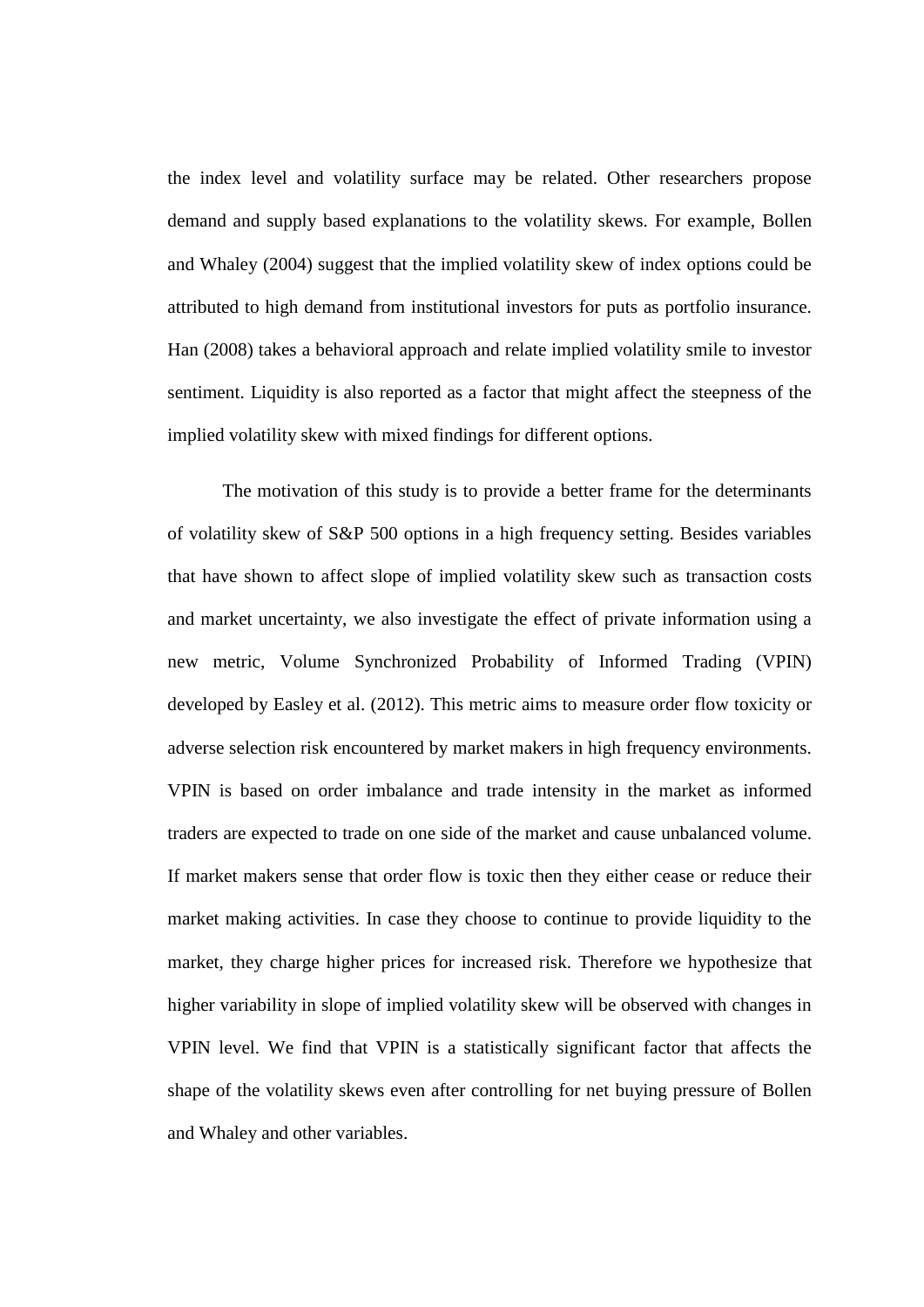the index level and volatility surface may be related. Other researchers propose demand and supply based explanations to the volatility skews. For example, Bollen and Whaley (2004) suggest that the implied volatility skew of index options could be attributed to high demand from institutional investors for puts as portfolio insurance. Han (2008) takes a behavioral approach and relate implied volatility smile to investor sentiment. Liquidity is also reported as a factor that might affect the steepness of the implied volatility skew with mixed findings for different options.

The motivation of this study is to provide a better frame for the determinants of volatility skew of S&P 500 options in a high frequency setting. Besides variables that have shown to affect slope of implied volatility skew such as transaction costs and market uncertainty, we also investigate the effect of private information using a new metric, Volume Synchronized Probability of Informed Trading (VPIN) developed by Easley et al. (2012). This metric aims to measure order flow toxicity or adverse selection risk encountered by market makers in high frequency environments. VPIN is based on order imbalance and trade intensity in the market as informed traders are expected to trade on one side of the market and cause unbalanced volume. If market makers sense that order flow is toxic then they either cease or reduce their market making activities. In case they choose to continue to provide liquidity to the market, they charge higher prices for increased risk. Therefore we hypothesize that higher variability in slope of implied volatility skew will be observed with changes in VPIN level. We find that VPIN is a statistically significant factor that affects the shape of the volatility skews even after controlling for net buying pressure of Bollen and Whaley and other variables.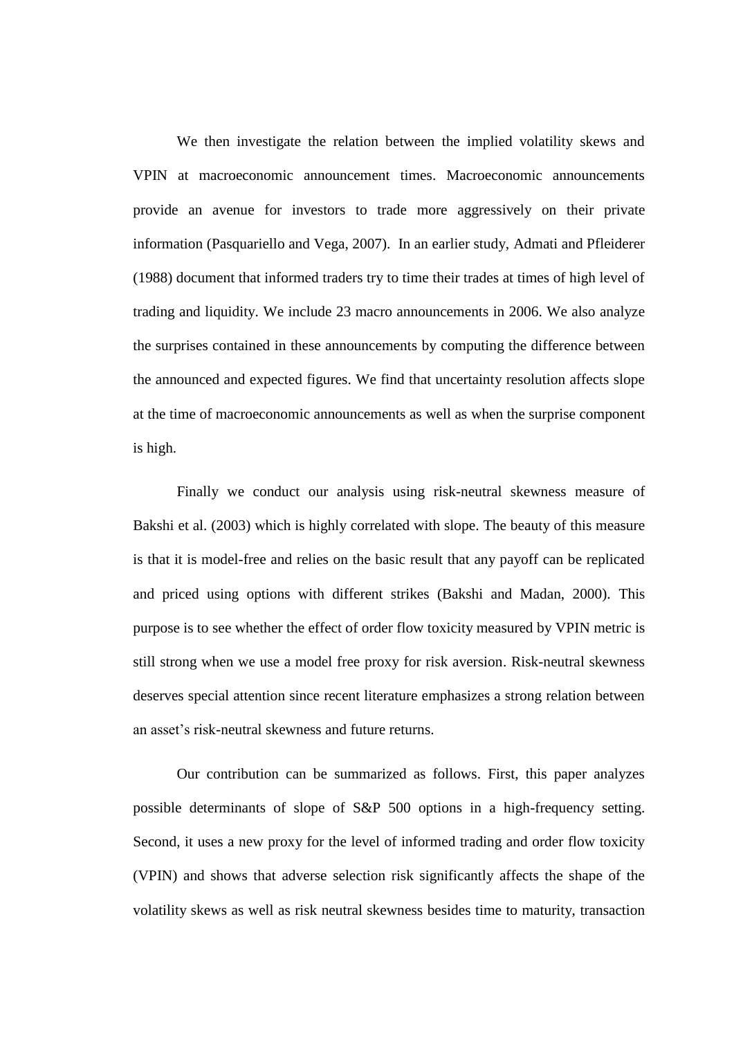We then investigate the relation between the implied volatility skews and VPIN at macroeconomic announcement times. Macroeconomic announcements provide an avenue for investors to trade more aggressively on their private information (Pasquariello and Vega, 2007). In an earlier study, Admati and Pfleiderer (1988) document that informed traders try to time their trades at times of high level of trading and liquidity. We include 23 macro announcements in 2006. We also analyze the surprises contained in these announcements by computing the difference between the announced and expected figures. We find that uncertainty resolution affects slope at the time of macroeconomic announcements as well as when the surprise component is high.

Finally we conduct our analysis using risk-neutral skewness measure of Bakshi et al. (2003) which is highly correlated with slope. The beauty of this measure is that it is model-free and relies on the basic result that any payoff can be replicated and priced using options with different strikes (Bakshi and Madan, 2000). This purpose is to see whether the effect of order flow toxicity measured by VPIN metric is still strong when we use a model free proxy for risk aversion. Risk-neutral skewness deserves special attention since recent literature emphasizes a strong relation between an asset's risk-neutral skewness and future returns.

Our contribution can be summarized as follows. First, this paper analyzes possible determinants of slope of S&P 500 options in a high-frequency setting. Second, it uses a new proxy for the level of informed trading and order flow toxicity (VPIN) and shows that adverse selection risk significantly affects the shape of the volatility skews as well as risk neutral skewness besides time to maturity, transaction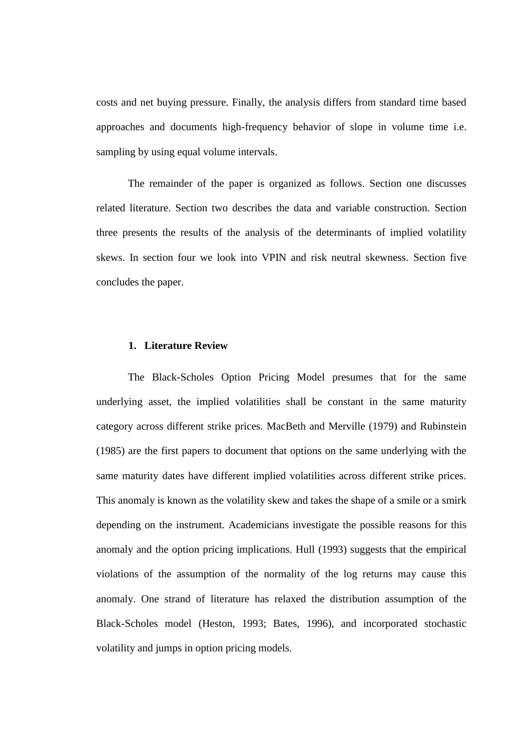costs and net buying pressure. Finally, the analysis differs from standard time based approaches and documents high-frequency behavior of slope in volume time i.e. sampling by using equal volume intervals.

The remainder of the paper is organized as follows. Section one discusses related literature. Section two describes the data and variable construction. Section three presents the results of the analysis of the determinants of implied volatility skews. In section four we look into VPIN and risk neutral skewness. Section five concludes the paper.

## 1. Literature Review

The Black-Scholes Option Pricing Model presumes that for the same underlying asset, the implied volatilities shall be constant in the same maturity category across different strike prices. MacBeth and Merville (1979) and Rubinstein (1985) are the first papers to document that options on the same underlying with the same maturity dates have different implied volatilities across different strike prices. This anomaly is known as the volatility skew and takes the shape of a smile or a smirk depending on the instrument. Academicians investigate the possible reasons for this anomaly and the option pricing implications. Hull (1993) suggests that the empirical violations of the assumption of the normality of the log returns may cause this anomaly. One strand of literature has relaxed the distribution assumption of the Black-Scholes model (Heston, 1993; Bates, 1996), and incorporated stochastic volatility and jumps in option pricing models.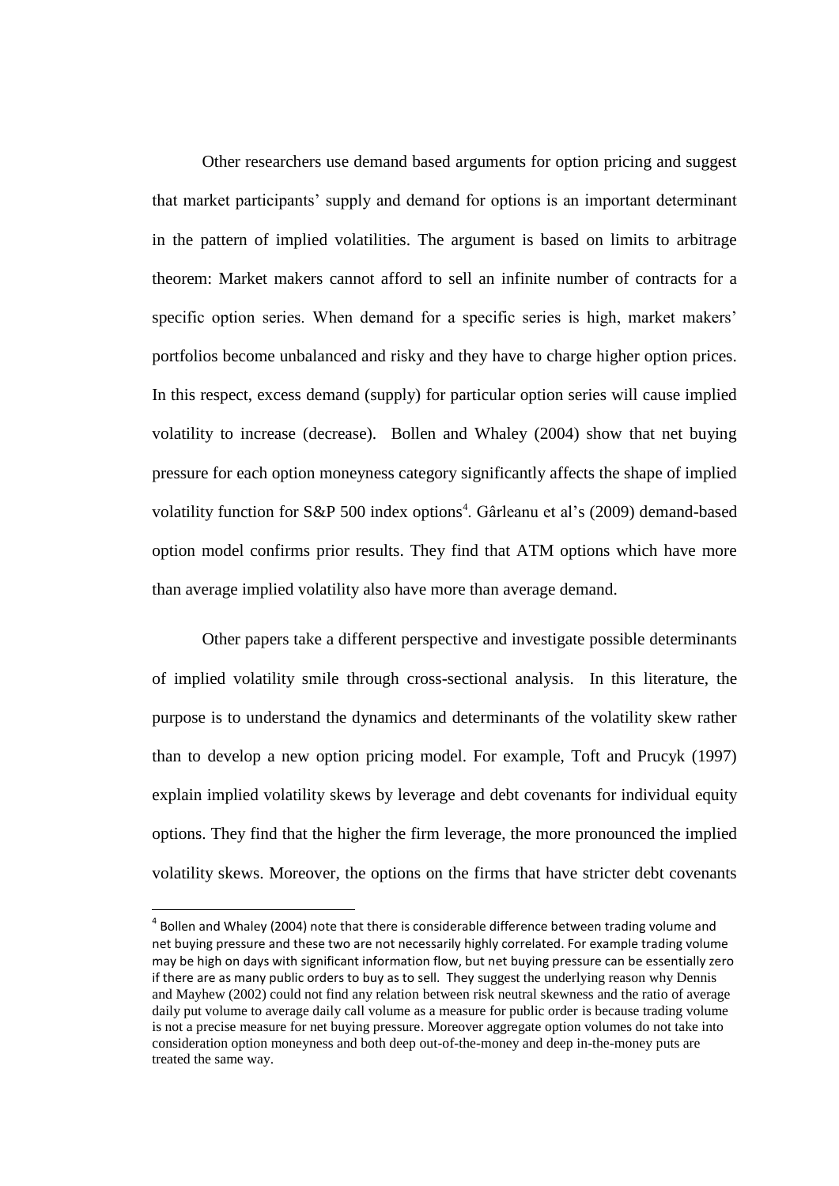Other researchers use demand based arguments for option pricing and suggest that market participants' supply and demand for options is an important determinant in the pattern of implied volatilities. The argument is based on limits to arbitrage theorem: Market makers cannot afford to sell an infinite number of contracts for a specific option series. When demand for a specific series is high, market makers' portfolios become unbalanced and risky and they have to charge higher option prices. In this respect, excess demand (supply) for particular option series will cause implied volatility to increase (decrease). Bollen and Whaley (2004) show that net buying pressure for each option moneyness category significantly affects the shape of implied volatility function for S&P 500 index options[4]. Gârleanu et al's (2009) demand-based option model confirms prior results. They find that ATM options which have more than average implied volatility also have more than average demand.

Other papers take a different perspective and investigate possible determinants of implied volatility smile through cross-sectional analysis. In this literature, the purpose is to understand the dynamics and determinants of the volatility skew rather than to develop a new option pricing model. For example, Toft and Prucyk (1997) explain implied volatility skews by leverage and debt covenants for individual equity options. They find that the higher the firm leverage, the more pronounced the implied volatility skews. Moreover, the options on the firms that have stricter debt covenants

[4] Bollen and Whaley (2004) note that there is considerable difference between trading volume and net buying pressure and these two are not necessarily highly correlated. For example trading volume may be high on days with significant information flow, but net buying pressure can be essentially zero if there are as many public orders to buy as to sell. They suggest the underlying reason why Dennis and Mayhew (2002) could not find any relation between risk neutral skewness and the ratio of average daily put volume to average daily call volume as a measure for public order is because trading volume is not a precise measure for net buying pressure. Moreover aggregate option volumes do not take into consideration option moneyness and both deep out-of-the-money and deep in-the-money puts are treated the same way.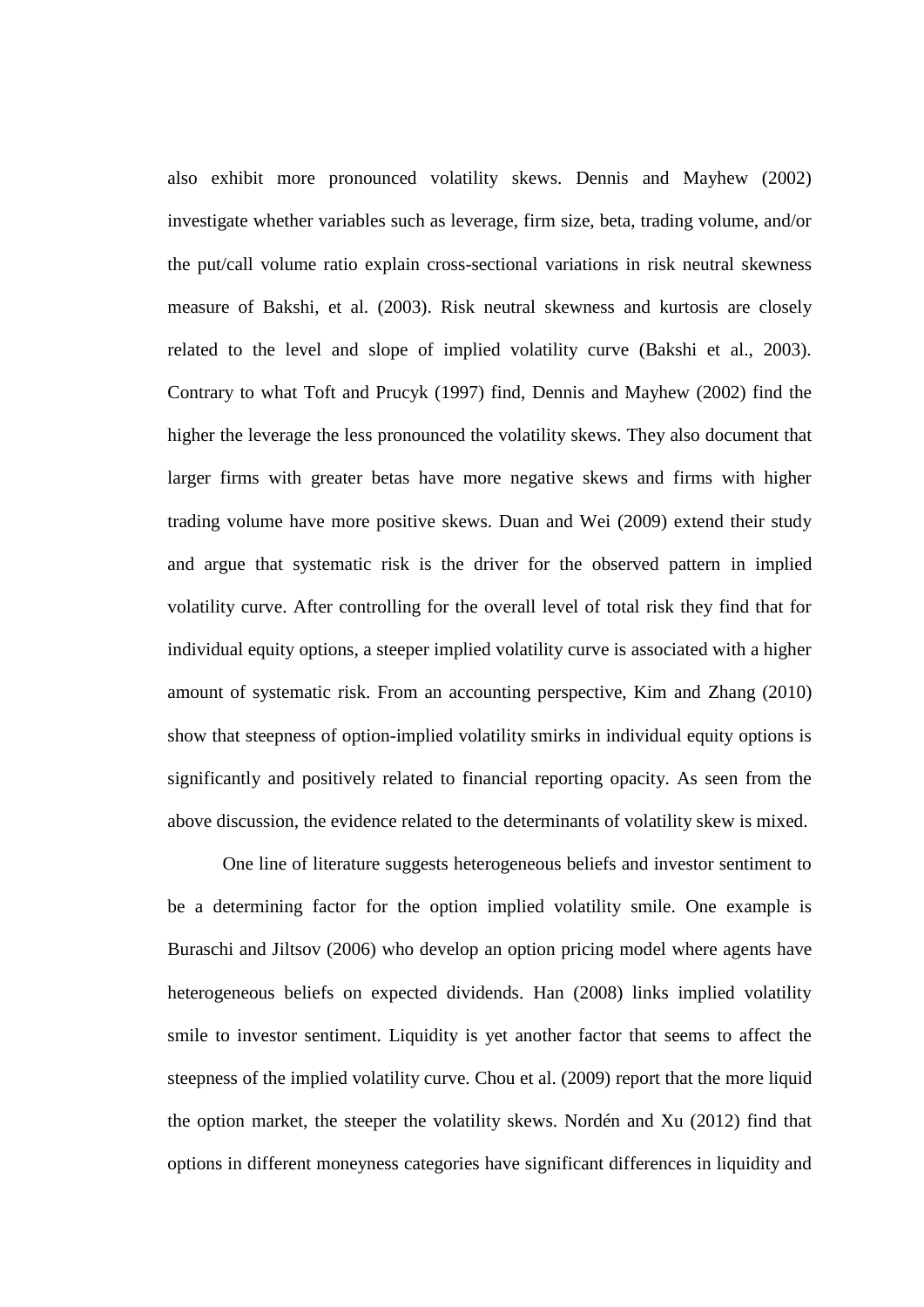also exhibit more pronounced volatility skews. Dennis and Mayhew (2002) investigate whether variables such as leverage, firm size, beta, trading volume, and/or the put/call volume ratio explain cross-sectional variations in risk neutral skewness measure of Bakshi, et al. (2003). Risk neutral skewness and kurtosis are closely related to the level and slope of implied volatility curve (Bakshi et al., 2003). Contrary to what Toft and Prucyk (1997) find, Dennis and Mayhew (2002) find the higher the leverage the less pronounced the volatility skews. They also document that larger firms with greater betas have more negative skews and firms with higher trading volume have more positive skews. Duan and Wei (2009) extend their study and argue that systematic risk is the driver for the observed pattern in implied volatility curve. After controlling for the overall level of total risk they find that for individual equity options, a steeper implied volatility curve is associated with a higher amount of systematic risk. From an accounting perspective, Kim and Zhang (2010) show that steepness of option-implied volatility smirks in individual equity options is significantly and positively related to financial reporting opacity. As seen from the above discussion, the evidence related to the determinants of volatility skew is mixed.

One line of literature suggests heterogeneous beliefs and investor sentiment to be a determining factor for the option implied volatility smile. One example is Buraschi and Jiltsov (2006) who develop an option pricing model where agents have heterogeneous beliefs on expected dividends. Han (2008) links implied volatility smile to investor sentiment. Liquidity is yet another factor that seems to affect the steepness of the implied volatility curve. Chou et al. (2009) report that the more liquid the option market, the steeper the volatility skews. Nordén and Xu (2012) find that options in different moneyness categories have significant differences in liquidity and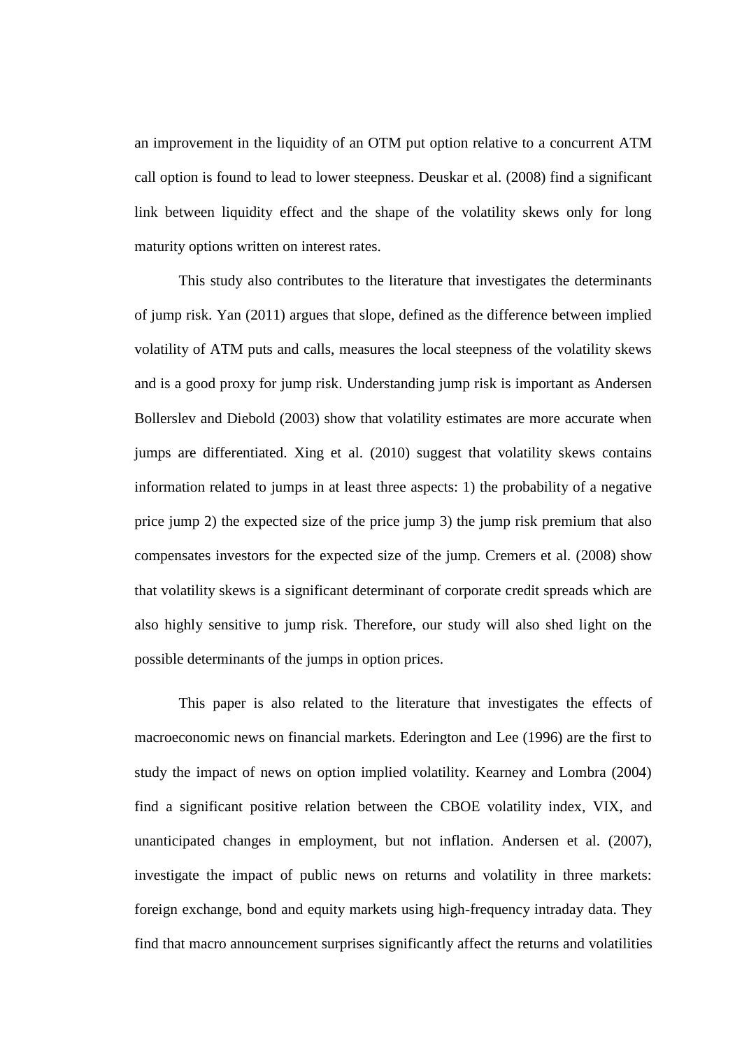an improvement in the liquidity of an OTM put option relative to a concurrent ATM call option is found to lead to lower steepness. Deuskar et al. (2008) find a significant link between liquidity effect and the shape of the volatility skews only for long maturity options written on interest rates.

This study also contributes to the literature that investigates the determinants of jump risk. Yan (2011) argues that slope, defined as the difference between implied volatility of ATM puts and calls, measures the local steepness of the volatility skews and is a good proxy for jump risk. Understanding jump risk is important as Andersen Bollerslev and Diebold (2003) show that volatility estimates are more accurate when jumps are differentiated. Xing et al. (2010) suggest that volatility skews contains information related to jumps in at least three aspects: 1) the probability of a negative price jump 2) the expected size of the price jump 3) the jump risk premium that also compensates investors for the expected size of the jump. Cremers et al. (2008) show that volatility skews is a significant determinant of corporate credit spreads which are also highly sensitive to jump risk. Therefore, our study will also shed light on the possible determinants of the jumps in option prices.

This paper is also related to the literature that investigates the effects of macroeconomic news on financial markets. Ederington and Lee (1996) are the first to study the impact of news on option implied volatility. Kearney and Lombra (2004) find a significant positive relation between the CBOE volatility index, VIX, and unanticipated changes in employment, but not inflation. Andersen et al. (2007), investigate the impact of public news on returns and volatility in three markets: foreign exchange, bond and equity markets using high-frequency intraday data. They find that macro announcement surprises significantly affect the returns and volatilities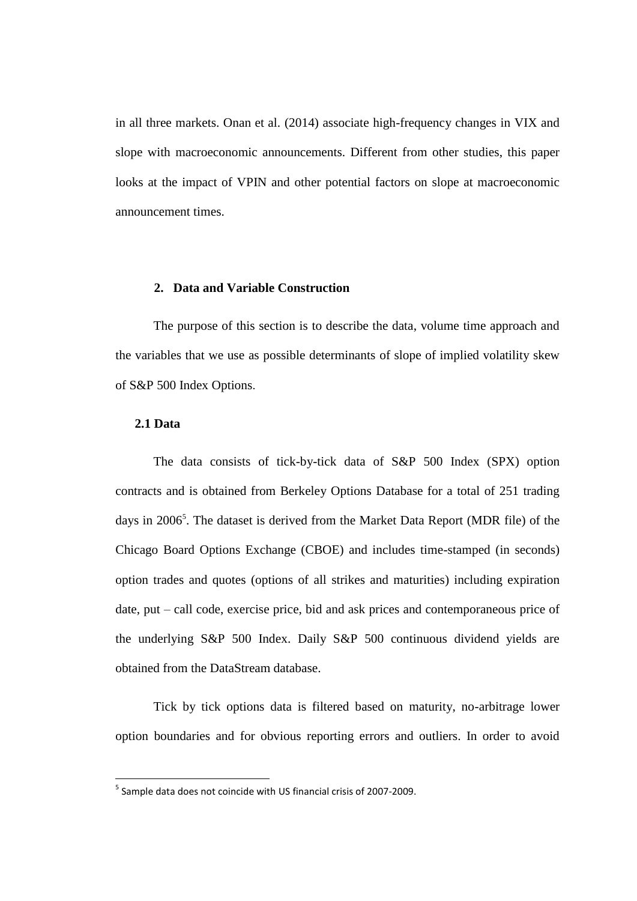in all three markets. Onan et al. (2014) associate high-frequency changes in VIX and slope with macroeconomic announcements. Different from other studies, this paper looks at the impact of VPIN and other potential factors on slope at macroeconomic announcement times.

## 2. Data and Variable Construction

The purpose of this section is to describe the data, volume time approach and the variables that we use as possible determinants of slope of implied volatility skew of S&P 500 Index Options.

### 2.1 Data

The data consists of tick-by-tick data of S&P 500 Index (SPX) option contracts and is obtained from Berkeley Options Database for a total of 251 trading days in 2006[5]. The dataset is derived from the Market Data Report (MDR file) of the Chicago Board Options Exchange (CBOE) and includes time-stamped (in seconds) option trades and quotes (options of all strikes and maturities) including expiration date, put – call code, exercise price, bid and ask prices and contemporaneous price of the underlying S&P 500 Index. Daily S&P 500 continuous dividend yields are obtained from the DataStream database.

Tick by tick options data is filtered based on maturity, no-arbitrage lower option boundaries and for obvious reporting errors and outliers. In order to avoid

[5] Sample data does not coincide with US financial crisis of 2007-2009.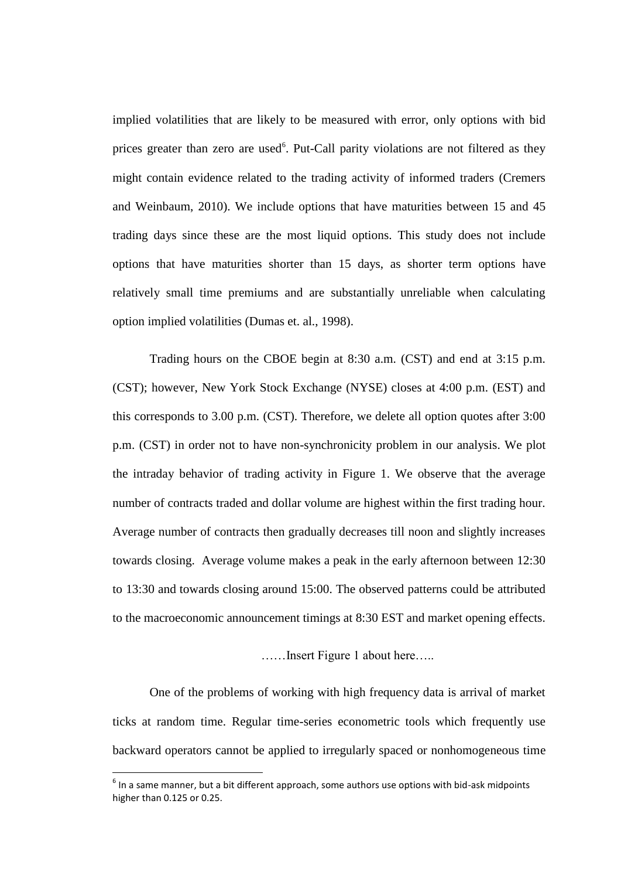implied volatilities that are likely to be measured with error, only options with bid prices greater than zero are used[6]. Put-Call parity violations are not filtered as they might contain evidence related to the trading activity of informed traders (Cremers and Weinbaum, 2010). We include options that have maturities between 15 and 45 trading days since these are the most liquid options. This study does not include options that have maturities shorter than 15 days, as shorter term options have relatively small time premiums and are substantially unreliable when calculating option implied volatilities (Dumas et. al., 1998).

Trading hours on the CBOE begin at 8:30 a.m. (CST) and end at 3:15 p.m. (CST); however, New York Stock Exchange (NYSE) closes at 4:00 p.m. (EST) and this corresponds to 3.00 p.m. (CST). Therefore, we delete all option quotes after 3:00 p.m. (CST) in order not to have non-synchronicity problem in our analysis. We plot the intraday behavior of trading activity in Figure 1. We observe that the average number of contracts traded and dollar volume are highest within the first trading hour. Average number of contracts then gradually decreases till noon and slightly increases towards closing. Average volume makes a peak in the early afternoon between 12:30 to 13:30 and towards closing around 15:00. The observed patterns could be attributed to the macroeconomic announcement timings at 8:30 EST and market opening effects.

……Insert Figure 1 about here…..

One of the problems of working with high frequency data is arrival of market ticks at random time. Regular time-series econometric tools which frequently use backward operators cannot be applied to irregularly spaced or nonhomogeneous time

[6] In a same manner, but a bit different approach, some authors use options with bid-ask midpoints higher than 0.125 or 0.25.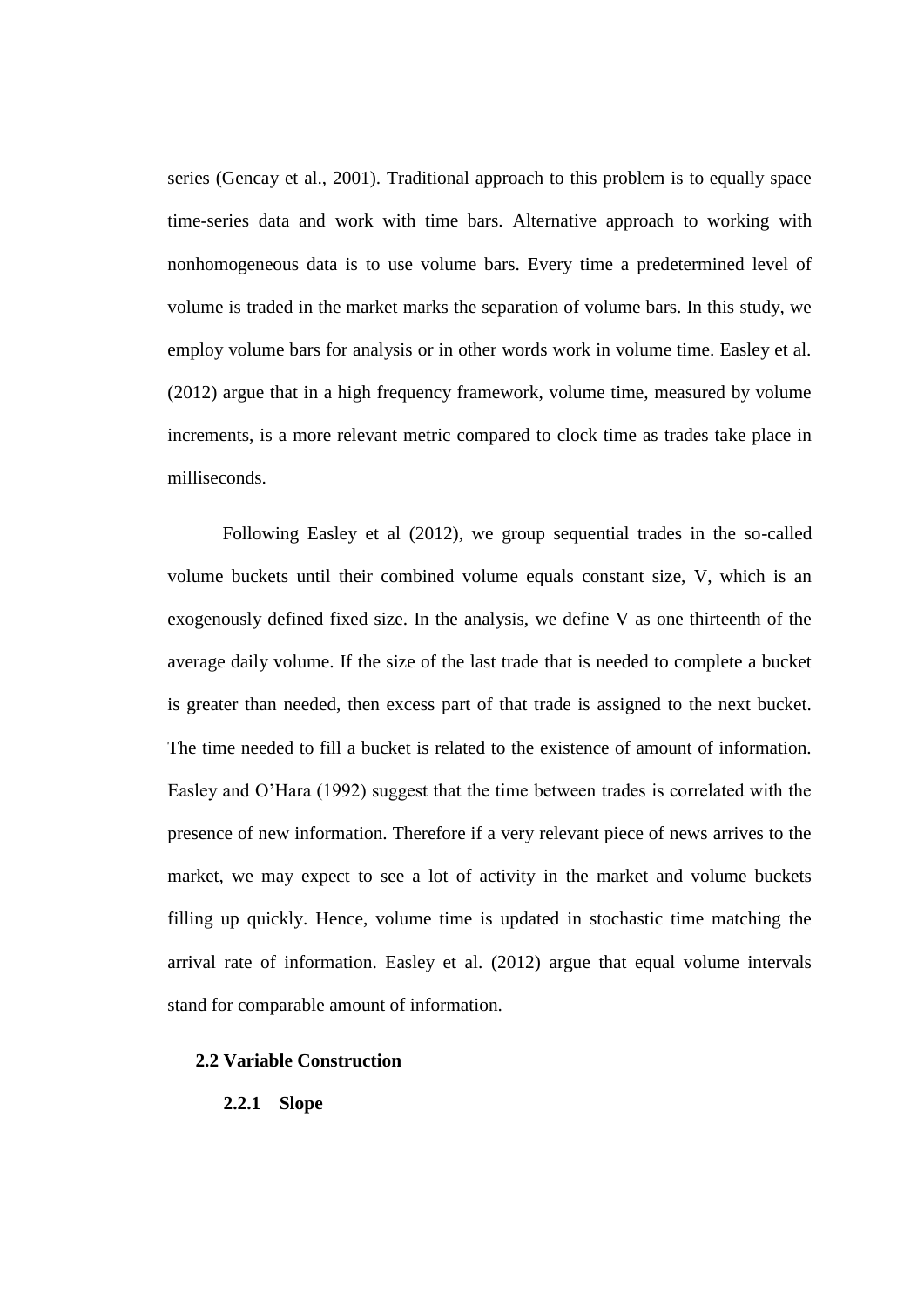series (Gencay et al., 2001). Traditional approach to this problem is to equally space time-series data and work with time bars. Alternative approach to working with nonhomogeneous data is to use volume bars. Every time a predetermined level of volume is traded in the market marks the separation of volume bars. In this study, we employ volume bars for analysis or in other words work in volume time. Easley et al. (2012) argue that in a high frequency framework, volume time, measured by volume increments, is a more relevant metric compared to clock time as trades take place in milliseconds.

Following Easley et al (2012), we group sequential trades in the so-called volume buckets until their combined volume equals constant size, V, which is an exogenously defined fixed size. In the analysis, we define V as one thirteenth of the average daily volume. If the size of the last trade that is needed to complete a bucket is greater than needed, then excess part of that trade is assigned to the next bucket. The time needed to fill a bucket is related to the existence of amount of information. Easley and O'Hara (1992) suggest that the time between trades is correlated with the presence of new information. Therefore if a very relevant piece of news arrives to the market, we may expect to see a lot of activity in the market and volume buckets filling up quickly. Hence, volume time is updated in stochastic time matching the arrival rate of information. Easley et al. (2012) argue that equal volume intervals stand for comparable amount of information.

## 2.2 Variable Construction

### 2.2.1 Slope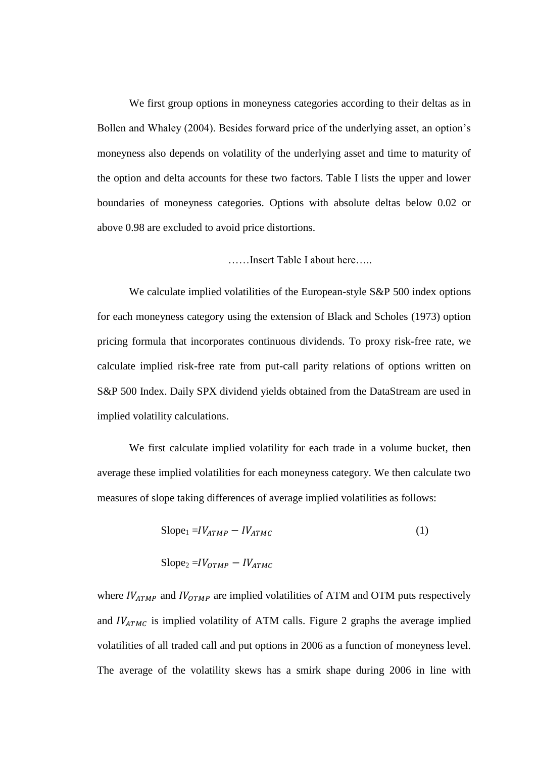We first group options in moneyness categories according to their deltas as in Bollen and Whaley (2004). Besides forward price of the underlying asset, an option's moneyness also depends on volatility of the underlying asset and time to maturity of the option and delta accounts for these two factors. Table I lists the upper and lower boundaries of moneyness categories. Options with absolute deltas below 0.02 or above 0.98 are excluded to avoid price distortions.

……Insert Table I about here…..

We calculate implied volatilities of the European-style S&P 500 index options for each moneyness category using the extension of Black and Scholes (1973) option pricing formula that incorporates continuous dividends. To proxy risk-free rate, we calculate implied risk-free rate from put-call parity relations of options written on S&P 500 Index. Daily SPX dividend yields obtained from the DataStream are used in implied volatility calculations.

We first calculate implied volatility for each trade in a volume bucket, then average these implied volatilities for each moneyness category. We then calculate two measures of slope taking differences of average implied volatilities as follows:

$$\text{Slope}_1 = IV_{ATMP} - IV_{ATMC} \tag{1}$$

$$\text{Slope}_2 = IV_{OTMP} - IV_{ATMC}$$

where $IV_{ATMP}$ and $IV_{OTMP}$ are implied volatilities of ATM and OTM puts respectively and $IV_{ATMC}$ is implied volatility of ATM calls. Figure 2 graphs the average implied volatilities of all traded call and put options in 2006 as a function of moneyness level. The average of the volatility skews has a smirk shape during 2006 in line with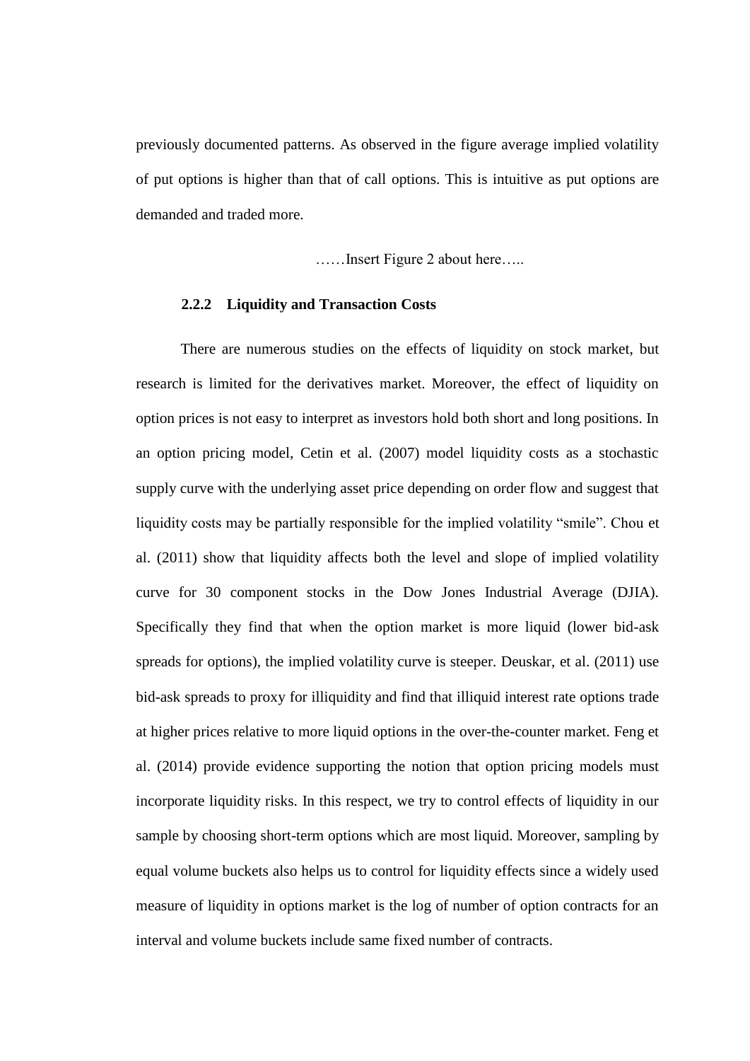previously documented patterns. As observed in the figure average implied volatility of put options is higher than that of call options. This is intuitive as put options are demanded and traded more.

……Insert Figure 2 about here…..

### 2.2.2 Liquidity and Transaction Costs

There are numerous studies on the effects of liquidity on stock market, but research is limited for the derivatives market. Moreover, the effect of liquidity on option prices is not easy to interpret as investors hold both short and long positions. In an option pricing model, Cetin et al. (2007) model liquidity costs as a stochastic supply curve with the underlying asset price depending on order flow and suggest that liquidity costs may be partially responsible for the implied volatility "smile". Chou et al. (2011) show that liquidity affects both the level and slope of implied volatility curve for 30 component stocks in the Dow Jones Industrial Average (DJIA). Specifically they find that when the option market is more liquid (lower bid-ask spreads for options), the implied volatility curve is steeper. Deuskar, et al. (2011) use bid-ask spreads to proxy for illiquidity and find that illiquid interest rate options trade at higher prices relative to more liquid options in the over-the-counter market. Feng et al. (2014) provide evidence supporting the notion that option pricing models must incorporate liquidity risks. In this respect, we try to control effects of liquidity in our sample by choosing short-term options which are most liquid. Moreover, sampling by equal volume buckets also helps us to control for liquidity effects since a widely used measure of liquidity in options market is the log of number of option contracts for an interval and volume buckets include same fixed number of contracts.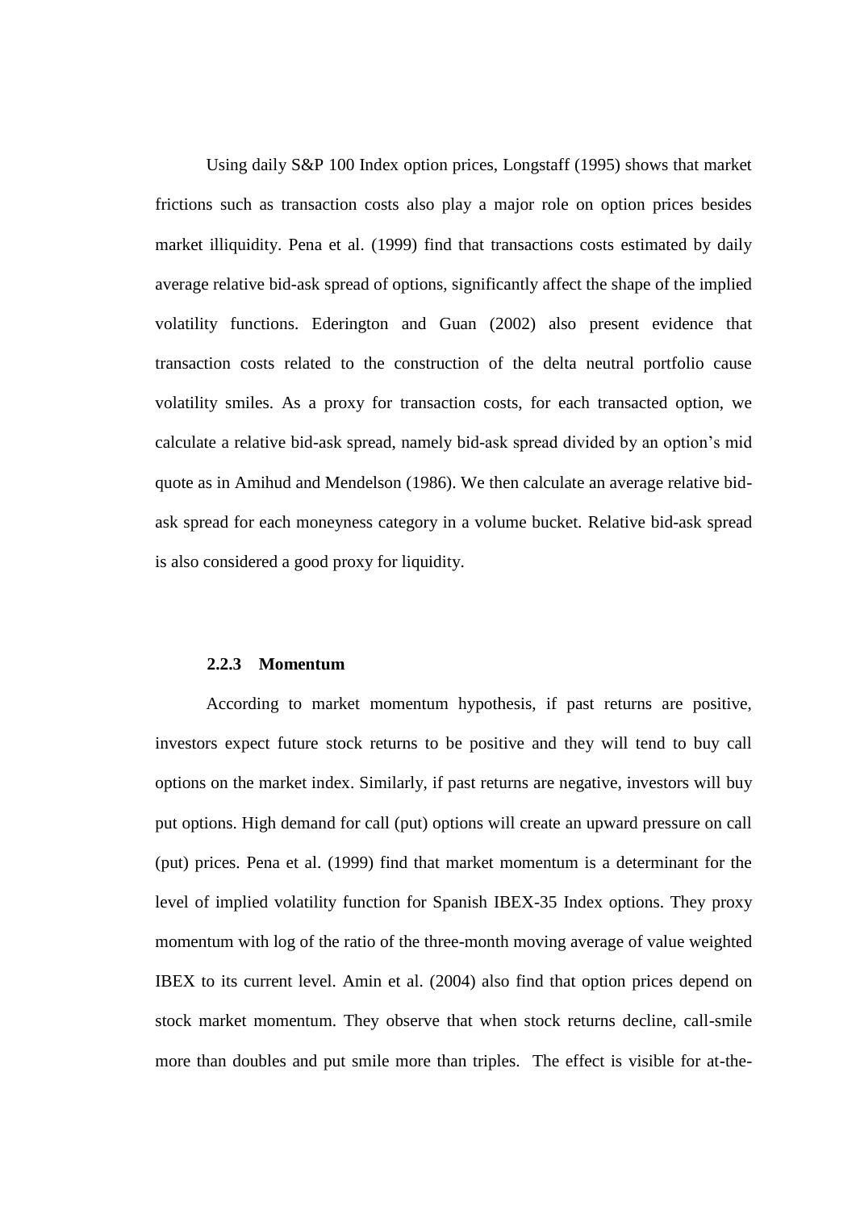Using daily S&P 100 Index option prices, Longstaff (1995) shows that market frictions such as transaction costs also play a major role on option prices besides market illiquidity. Pena et al. (1999) find that transactions costs estimated by daily average relative bid-ask spread of options, significantly affect the shape of the implied volatility functions. Ederington and Guan (2002) also present evidence that transaction costs related to the construction of the delta neutral portfolio cause volatility smiles. As a proxy for transaction costs, for each transacted option, we calculate a relative bid-ask spread, namely bid-ask spread divided by an option's mid quote as in Amihud and Mendelson (1986). We then calculate an average relative bid-ask spread for each moneyness category in a volume bucket. Relative bid-ask spread is also considered a good proxy for liquidity.

### 2.2.3 Momentum

According to market momentum hypothesis, if past returns are positive, investors expect future stock returns to be positive and they will tend to buy call options on the market index. Similarly, if past returns are negative, investors will buy put options. High demand for call (put) options will create an upward pressure on call (put) prices. Pena et al. (1999) find that market momentum is a determinant for the level of implied volatility function for Spanish IBEX-35 Index options. They proxy momentum with log of the ratio of the three-month moving average of value weighted IBEX to its current level. Amin et al. (2004) also find that option prices depend on stock market momentum. They observe that when stock returns decline, call-smile more than doubles and put smile more than triples. The effect is visible for at-the-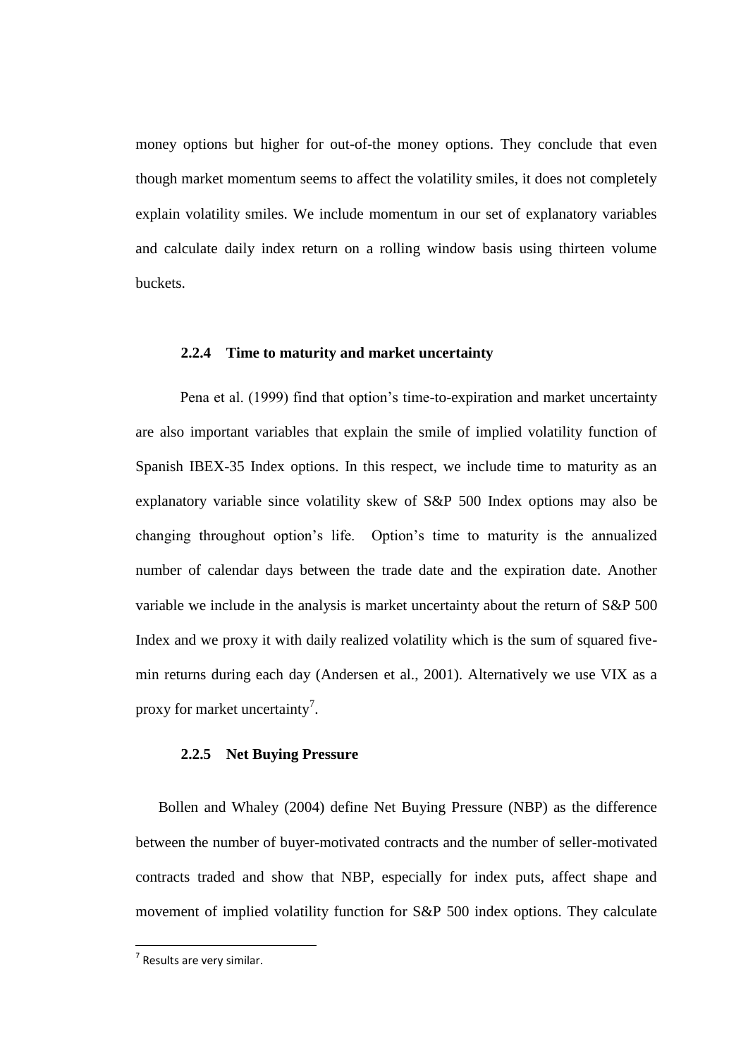money options but higher for out-of-the money options. They conclude that even though market momentum seems to affect the volatility smiles, it does not completely explain volatility smiles. We include momentum in our set of explanatory variables and calculate daily index return on a rolling window basis using thirteen volume buckets.

#### 2.2.4 Time to maturity and market uncertainty

Pena et al. (1999) find that option's time-to-expiration and market uncertainty are also important variables that explain the smile of implied volatility function of Spanish IBEX-35 Index options. In this respect, we include time to maturity as an explanatory variable since volatility skew of S&P 500 Index options may also be changing throughout option's life. Option's time to maturity is the annualized number of calendar days between the trade date and the expiration date. Another variable we include in the analysis is market uncertainty about the return of S&P 500 Index and we proxy it with daily realized volatility which is the sum of squared five-min returns during each day (Andersen et al., 2001). Alternatively we use VIX as a proxy for market uncertainty[7].

#### 2.2.5 Net Buying Pressure

Bollen and Whaley (2004) define Net Buying Pressure (NBP) as the difference between the number of buyer-motivated contracts and the number of seller-motivated contracts traded and show that NBP, especially for index puts, affect shape and movement of implied volatility function for S&P 500 index options. They calculate

---

[7] Results are very similar.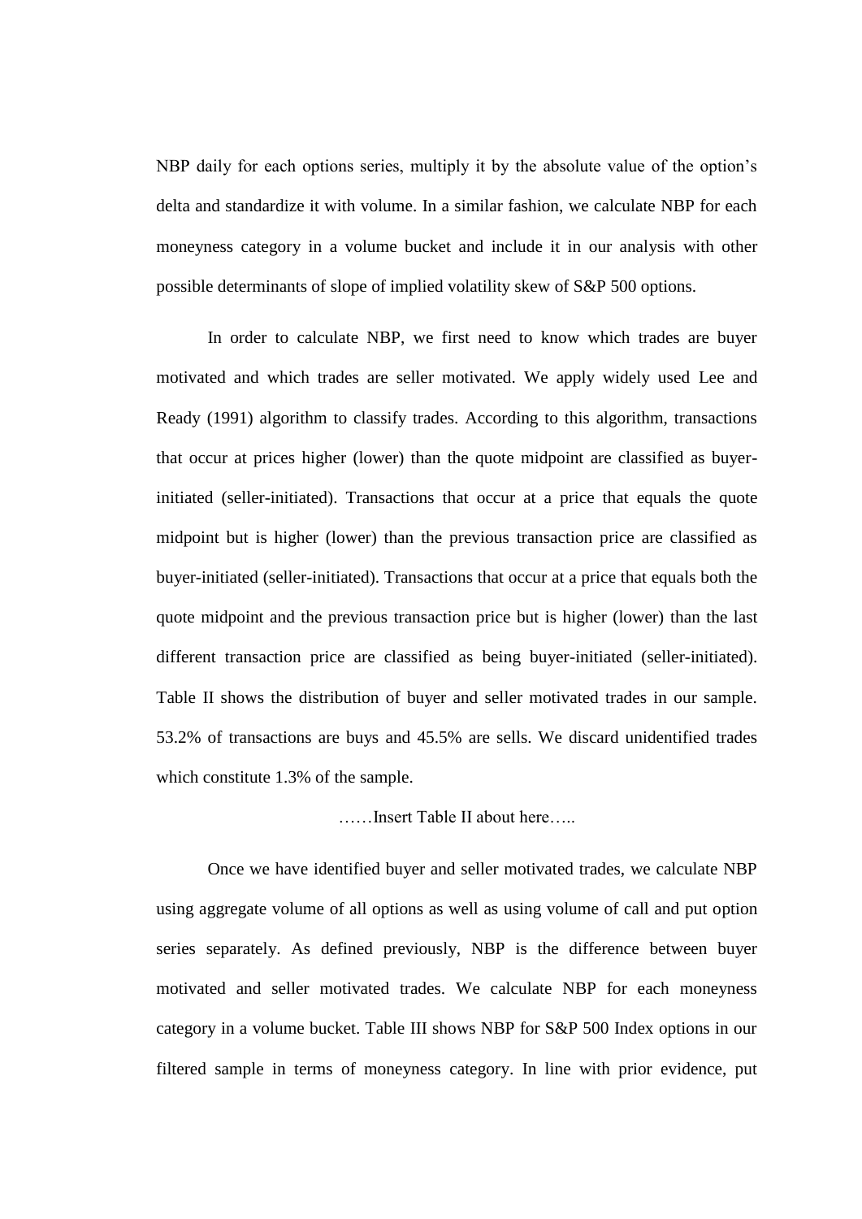NBP daily for each options series, multiply it by the absolute value of the option's delta and standardize it with volume. In a similar fashion, we calculate NBP for each moneyness category in a volume bucket and include it in our analysis with other possible determinants of slope of implied volatility skew of S&P 500 options.

In order to calculate NBP, we first need to know which trades are buyer motivated and which trades are seller motivated. We apply widely used Lee and Ready (1991) algorithm to classify trades. According to this algorithm, transactions that occur at prices higher (lower) than the quote midpoint are classified as buyer-initiated (seller-initiated). Transactions that occur at a price that equals the quote midpoint but is higher (lower) than the previous transaction price are classified as buyer-initiated (seller-initiated). Transactions that occur at a price that equals both the quote midpoint and the previous transaction price but is higher (lower) than the last different transaction price are classified as being buyer-initiated (seller-initiated). Table II shows the distribution of buyer and seller motivated trades in our sample. 53.2% of transactions are buys and 45.5% are sells. We discard unidentified trades which constitute 1.3% of the sample.

……Insert Table II about here…..

Once we have identified buyer and seller motivated trades, we calculate NBP using aggregate volume of all options as well as using volume of call and put option series separately. As defined previously, NBP is the difference between buyer motivated and seller motivated trades. We calculate NBP for each moneyness category in a volume bucket. Table III shows NBP for S&P 500 Index options in our filtered sample in terms of moneyness category. In line with prior evidence, put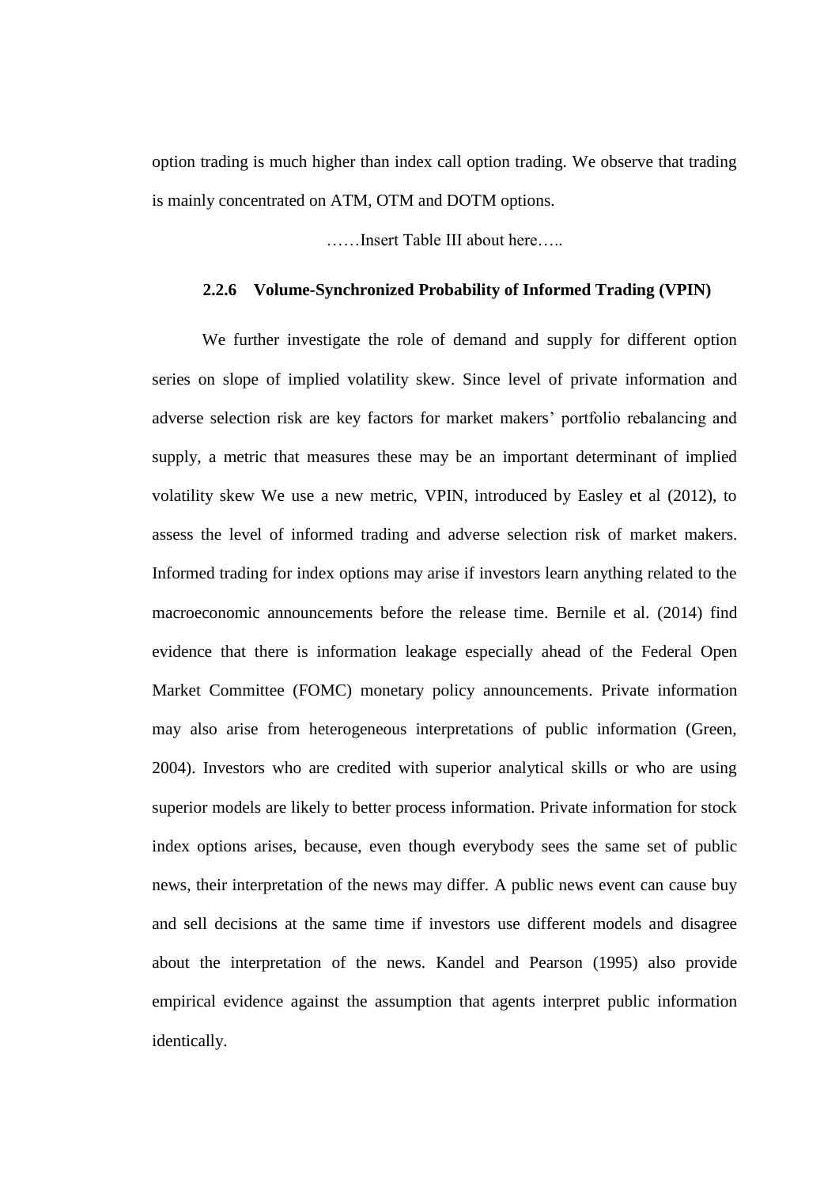option trading is much higher than index call option trading. We observe that trading is mainly concentrated on ATM, OTM and DOTM options.

……Insert Table III about here…..

### 2.2.6 Volume-Synchronized Probability of Informed Trading (VPIN)

We further investigate the role of demand and supply for different option series on slope of implied volatility skew. Since level of private information and adverse selection risk are key factors for market makers' portfolio rebalancing and supply, a metric that measures these may be an important determinant of implied volatility skew We use a new metric, VPIN, introduced by Easley et al (2012), to assess the level of informed trading and adverse selection risk of market makers. Informed trading for index options may arise if investors learn anything related to the macroeconomic announcements before the release time. Bernile et al. (2014) find evidence that there is information leakage especially ahead of the Federal Open Market Committee (FOMC) monetary policy announcements. Private information may also arise from heterogeneous interpretations of public information (Green, 2004). Investors who are credited with superior analytical skills or who are using superior models are likely to better process information. Private information for stock index options arises, because, even though everybody sees the same set of public news, their interpretation of the news may differ. A public news event can cause buy and sell decisions at the same time if investors use different models and disagree about the interpretation of the news. Kandel and Pearson (1995) also provide empirical evidence against the assumption that agents interpret public information identically.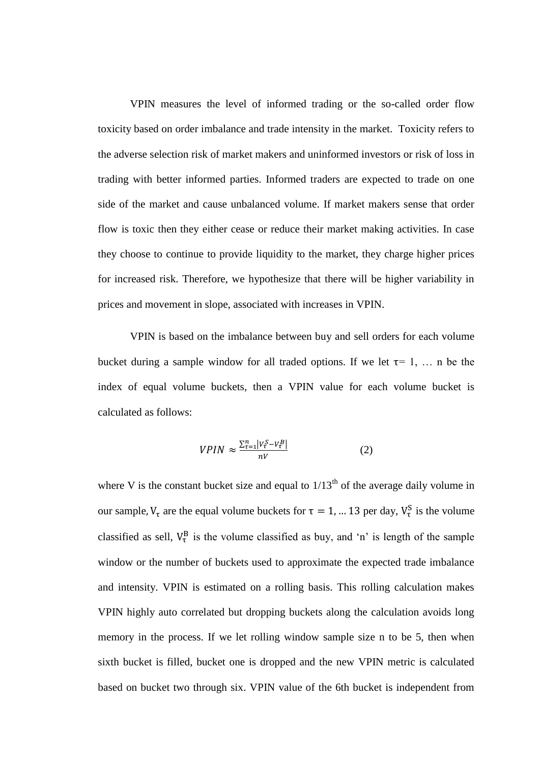VPIN measures the level of informed trading or the so-called order flow toxicity based on order imbalance and trade intensity in the market. Toxicity refers to the adverse selection risk of market makers and uninformed investors or risk of loss in trading with better informed parties. Informed traders are expected to trade on one side of the market and cause unbalanced volume. If market makers sense that order flow is toxic then they either cease or reduce their market making activities. In case they choose to continue to provide liquidity to the market, they charge higher prices for increased risk. Therefore, we hypothesize that there will be higher variability in prices and movement in slope, associated with increases in VPIN.

VPIN is based on the imbalance between buy and sell orders for each volume bucket during a sample window for all traded options. If we let $\tau = 1, \ldots n$ be the index of equal volume buckets, then a VPIN value for each volume bucket is calculated as follows:

$$VPIN \approx \frac{\sum_{\tau=1}^{n} \left| V_{\tau}^{S} - V_{\tau}^{B} \right|}{nV} \qquad (2)$$

where V is the constant bucket size and equal to 1/13th of the average daily volume in our sample, $V_{\tau}$ are the equal volume buckets for $\tau = 1, \ldots 13$ per day, $V_{\tau}^{S}$ is the volume classified as sell, $V_{\tau}^{B}$ is the volume classified as buy, and 'n' is length of the sample window or the number of buckets used to approximate the expected trade imbalance and intensity. VPIN is estimated on a rolling basis. This rolling calculation makes VPIN highly auto correlated but dropping buckets along the calculation avoids long memory in the process. If we let rolling window sample size n to be 5, then when sixth bucket is filled, bucket one is dropped and the new VPIN metric is calculated based on bucket two through six. VPIN value of the 6th bucket is independent from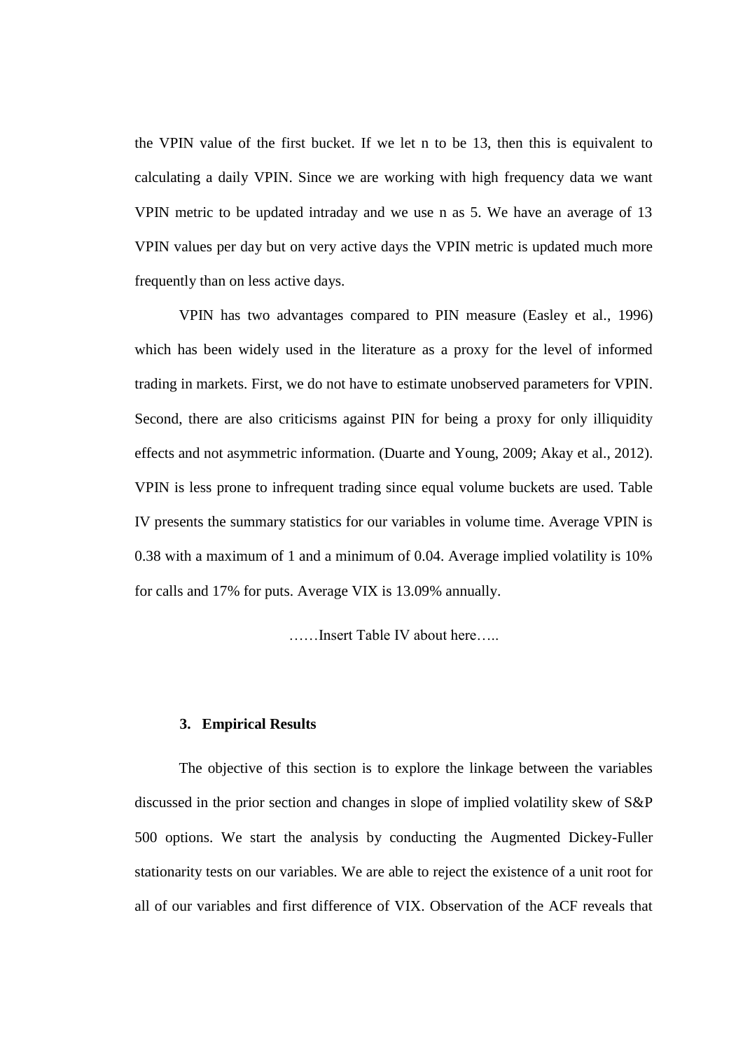the VPIN value of the first bucket. If we let n to be 13, then this is equivalent to calculating a daily VPIN. Since we are working with high frequency data we want VPIN metric to be updated intraday and we use n as 5. We have an average of 13 VPIN values per day but on very active days the VPIN metric is updated much more frequently than on less active days.

VPIN has two advantages compared to PIN measure (Easley et al., 1996) which has been widely used in the literature as a proxy for the level of informed trading in markets. First, we do not have to estimate unobserved parameters for VPIN. Second, there are also criticisms against PIN for being a proxy for only illiquidity effects and not asymmetric information. (Duarte and Young, 2009; Akay et al., 2012). VPIN is less prone to infrequent trading since equal volume buckets are used. Table IV presents the summary statistics for our variables in volume time. Average VPIN is 0.38 with a maximum of 1 and a minimum of 0.04. Average implied volatility is 10% for calls and 17% for puts. Average VIX is 13.09% annually.

……Insert Table IV about here…..

## 3. Empirical Results

The objective of this section is to explore the linkage between the variables discussed in the prior section and changes in slope of implied volatility skew of S&P 500 options. We start the analysis by conducting the Augmented Dickey-Fuller stationarity tests on our variables. We are able to reject the existence of a unit root for all of our variables and first difference of VIX. Observation of the ACF reveals that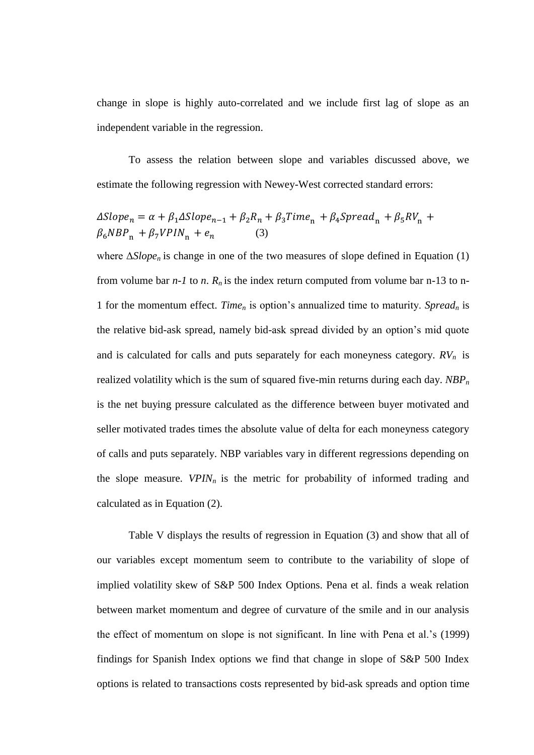change in slope is highly auto-correlated and we include first lag of slope as an independent variable in the regression.

To assess the relation between slope and variables discussed above, we estimate the following regression with Newey-West corrected standard errors:

$$\Delta Slope_n = \alpha + \beta_1 \Delta Slope_{n-1} + \beta_2 R_n + \beta_3 Time_n + \beta_4 Spread_n + \beta_5 RV_n + \beta_6 NBP_n + \beta_7 VPIN_n + e_n \qquad (3)$$

where $\Delta Slope_n$ is change in one of the two measures of slope defined in Equation (1) from volume bar $n$-$1$ to $n$. $R_n$ is the index return computed from volume bar n-13 to n-1 for the momentum effect. $Time_n$ is option's annualized time to maturity. $Spread_n$ is the relative bid-ask spread, namely bid-ask spread divided by an option's mid quote and is calculated for calls and puts separately for each moneyness category. $RV_n$ is realized volatility which is the sum of squared five-min returns during each day. $NBP_n$ is the net buying pressure calculated as the difference between buyer motivated and seller motivated trades times the absolute value of delta for each moneyness category of calls and puts separately. NBP variables vary in different regressions depending on the slope measure. $VPIN_n$ is the metric for probability of informed trading and calculated as in Equation (2).

Table V displays the results of regression in Equation (3) and show that all of our variables except momentum seem to contribute to the variability of slope of implied volatility skew of S&P 500 Index Options. Pena et al. finds a weak relation between market momentum and degree of curvature of the smile and in our analysis the effect of momentum on slope is not significant. In line with Pena et al.'s (1999) findings for Spanish Index options we find that change in slope of S&P 500 Index options is related to transactions costs represented by bid-ask spreads and option time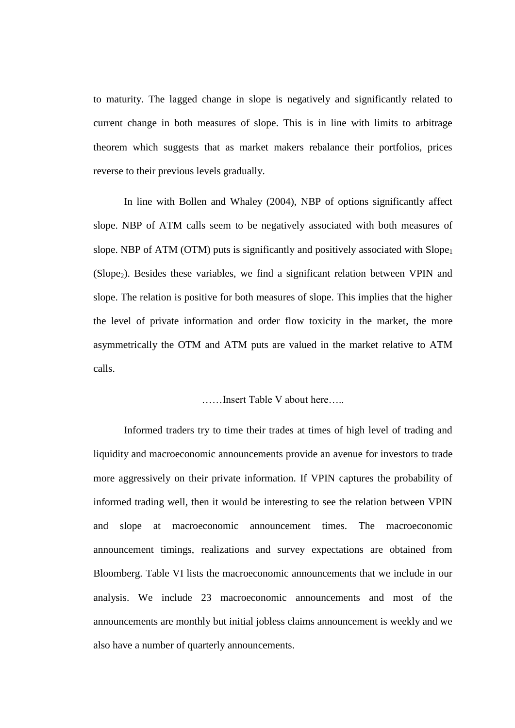to maturity. The lagged change in slope is negatively and significantly related to current change in both measures of slope. This is in line with limits to arbitrage theorem which suggests that as market makers rebalance their portfolios, prices reverse to their previous levels gradually.

In line with Bollen and Whaley (2004), NBP of options significantly affect slope. NBP of ATM calls seem to be negatively associated with both measures of slope. NBP of ATM (OTM) puts is significantly and positively associated with $Slope_1$ ($Slope_2$). Besides these variables, we find a significant relation between VPIN and slope. The relation is positive for both measures of slope. This implies that the higher the level of private information and order flow toxicity in the market, the more asymmetrically the OTM and ATM puts are valued in the market relative to ATM calls.

……Insert Table V about here…..

Informed traders try to time their trades at times of high level of trading and liquidity and macroeconomic announcements provide an avenue for investors to trade more aggressively on their private information. If VPIN captures the probability of informed trading well, then it would be interesting to see the relation between VPIN and slope at macroeconomic announcement times. The macroeconomic announcement timings, realizations and survey expectations are obtained from Bloomberg. Table VI lists the macroeconomic announcements that we include in our analysis. We include 23 macroeconomic announcements and most of the announcements are monthly but initial jobless claims announcement is weekly and we also have a number of quarterly announcements.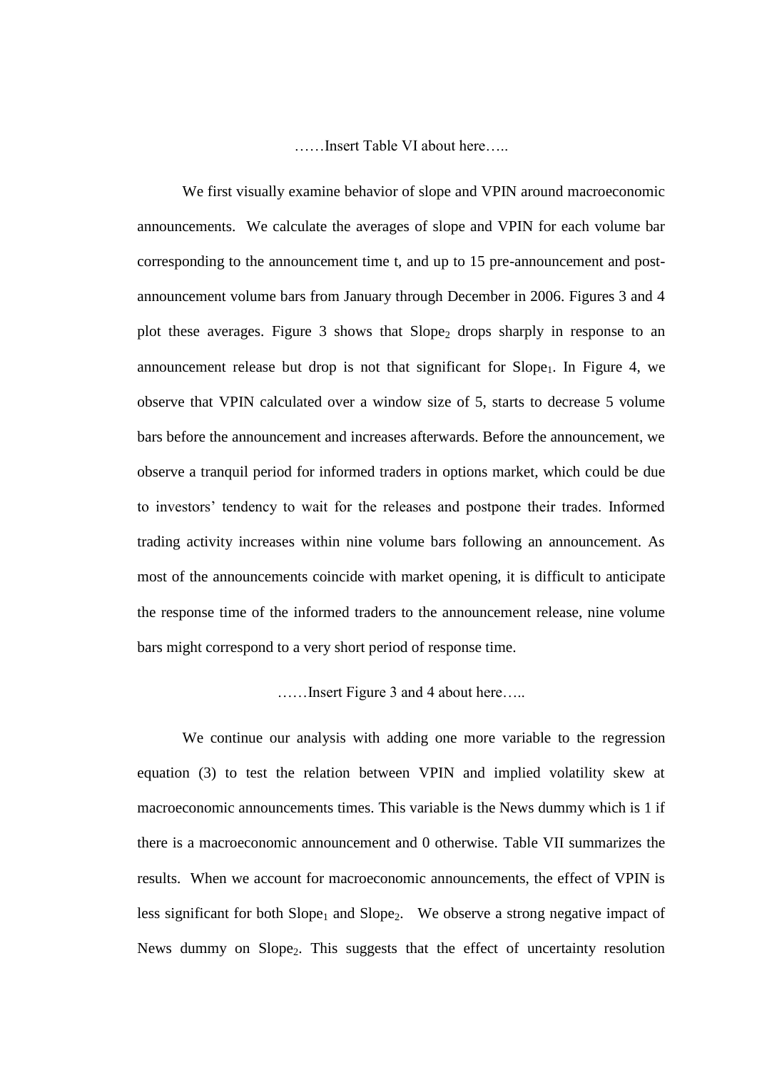……Insert Table VI about here…..

We first visually examine behavior of slope and VPIN around macroeconomic announcements. We calculate the averages of slope and VPIN for each volume bar corresponding to the announcement time t, and up to 15 pre-announcement and post-announcement volume bars from January through December in 2006. Figures 3 and 4 plot these averages. Figure 3 shows that $Slope_2$ drops sharply in response to an announcement release but drop is not that significant for $Slope_1$. In Figure 4, we observe that VPIN calculated over a window size of 5, starts to decrease 5 volume bars before the announcement and increases afterwards. Before the announcement, we observe a tranquil period for informed traders in options market, which could be due to investors' tendency to wait for the releases and postpone their trades. Informed trading activity increases within nine volume bars following an announcement. As most of the announcements coincide with market opening, it is difficult to anticipate the response time of the informed traders to the announcement release, nine volume bars might correspond to a very short period of response time.

……Insert Figure 3 and 4 about here…..

We continue our analysis with adding one more variable to the regression equation (3) to test the relation between VPIN and implied volatility skew at macroeconomic announcements times. This variable is the News dummy which is 1 if there is a macroeconomic announcement and 0 otherwise. Table VII summarizes the results. When we account for macroeconomic announcements, the effect of VPIN is less significant for both $Slope_1$ and $Slope_2$. We observe a strong negative impact of News dummy on $Slope_2$. This suggests that the effect of uncertainty resolution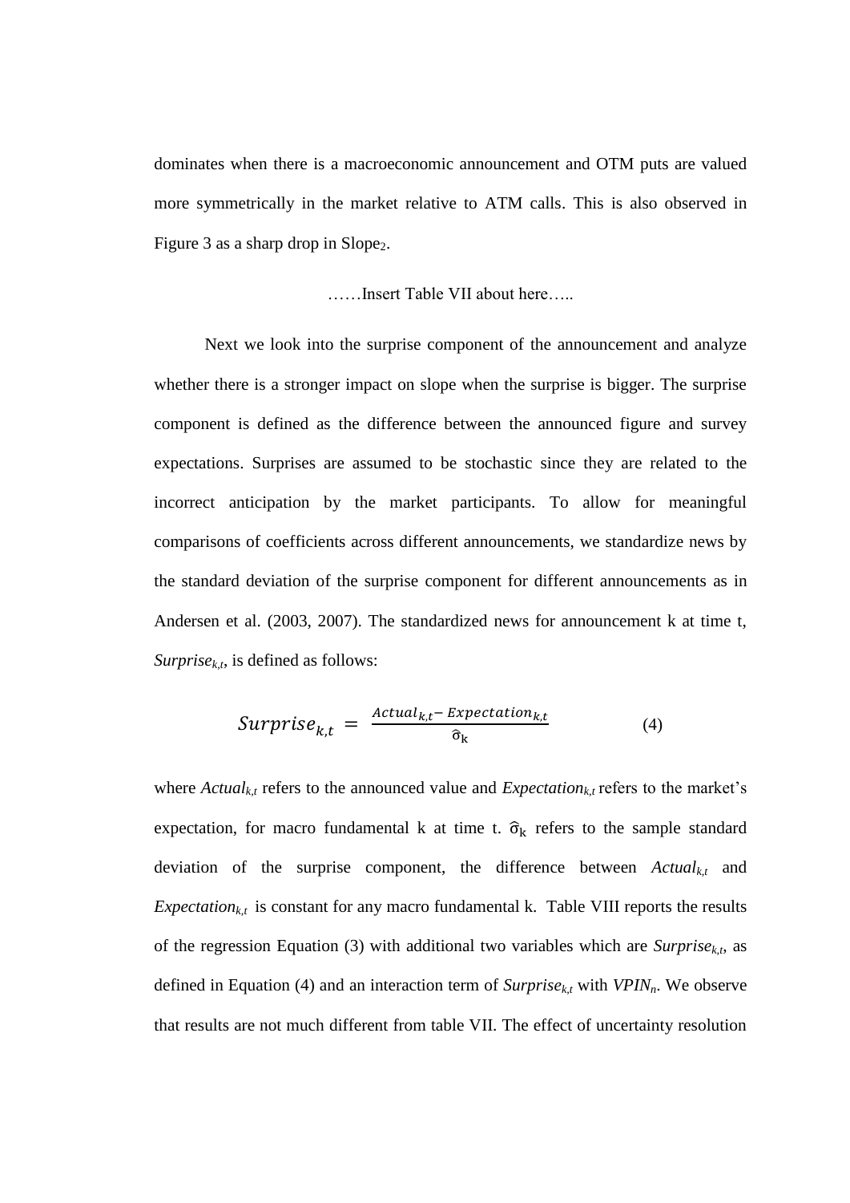dominates when there is a macroeconomic announcement and OTM puts are valued more symmetrically in the market relative to ATM calls. This is also observed in Figure 3 as a sharp drop in $Slope_2$.

……Insert Table VII about here…..

Next we look into the surprise component of the announcement and analyze whether there is a stronger impact on slope when the surprise is bigger. The surprise component is defined as the difference between the announced figure and survey expectations. Surprises are assumed to be stochastic since they are related to the incorrect anticipation by the market participants. To allow for meaningful comparisons of coefficients across different announcements, we standardize news by the standard deviation of the surprise component for different announcements as in Andersen et al. (2003, 2007). The standardized news for announcement k at time t, $Surprise_{k,t}$, is defined as follows:

$$Surprise_{k,t} = \frac{Actual_{k,t} - Expectation_{k,t}}{\hat{\sigma}_k} \tag{4}$$

where $Actual_{k,t}$ refers to the announced value and $Expectation_{k,t}$ refers to the market's expectation, for macro fundamental k at time t. $\hat{\sigma}_k$ refers to the sample standard deviation of the surprise component, the difference between $Actual_{k,t}$ and $Expectation_{k,t}$ is constant for any macro fundamental k. Table VIII reports the results of the regression Equation (3) with additional two variables which are $Surprise_{k,t}$, as defined in Equation (4) and an interaction term of $Surprise_{k,t}$ with $VPIN_n$. We observe that results are not much different from table VII. The effect of uncertainty resolution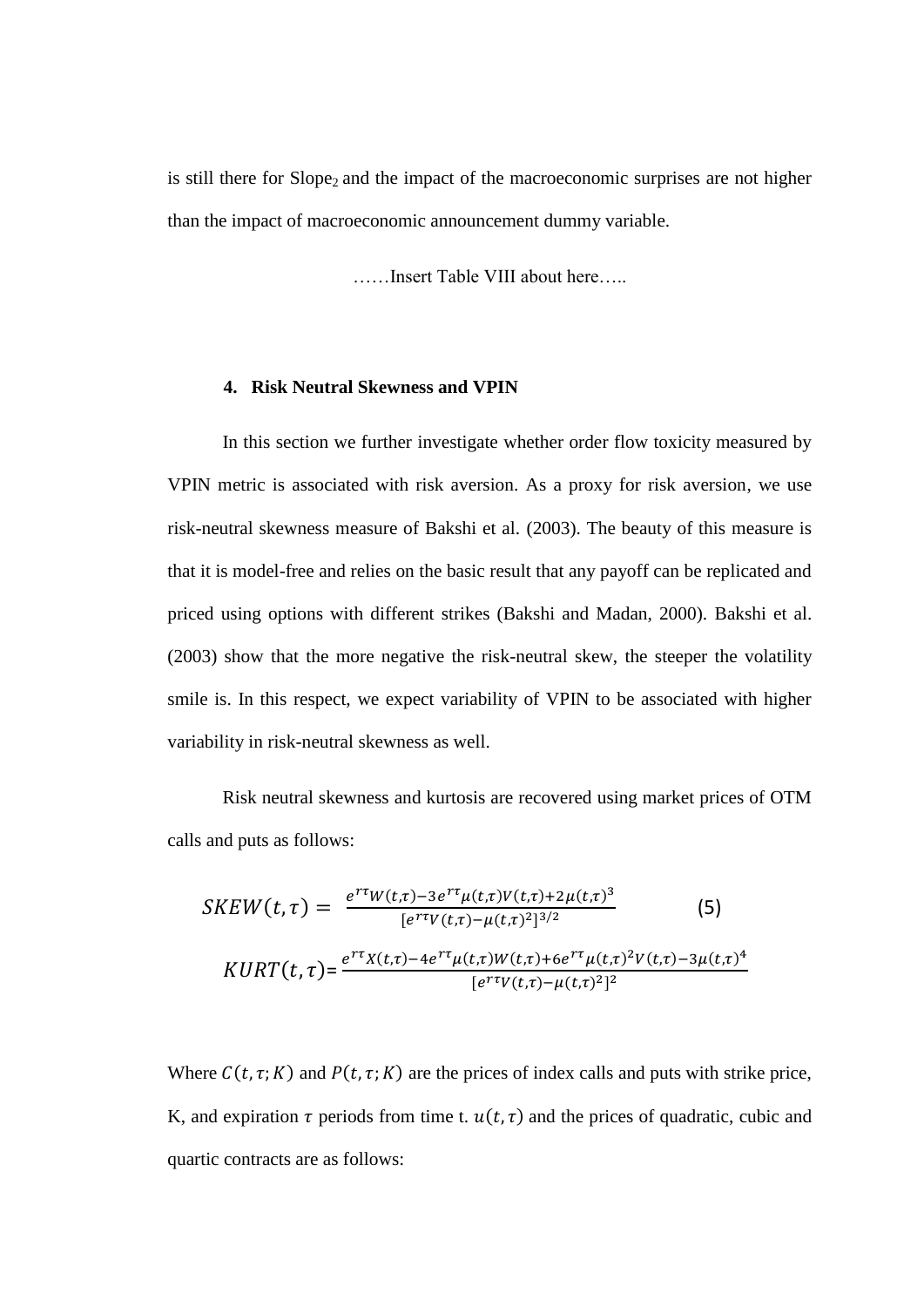is still there for $Slope_2$ and the impact of the macroeconomic surprises are not higher than the impact of macroeconomic announcement dummy variable.

……Insert Table VIII about here…..

## 4. Risk Neutral Skewness and VPIN

In this section we further investigate whether order flow toxicity measured by VPIN metric is associated with risk aversion. As a proxy for risk aversion, we use risk-neutral skewness measure of Bakshi et al. (2003). The beauty of this measure is that it is model-free and relies on the basic result that any payoff can be replicated and priced using options with different strikes (Bakshi and Madan, 2000). Bakshi et al. (2003) show that the more negative the risk-neutral skew, the steeper the volatility smile is. In this respect, we expect variability of VPIN to be associated with higher variability in risk-neutral skewness as well.

Risk neutral skewness and kurtosis are recovered using market prices of OTM calls and puts as follows:

$$SKEW(t,\tau) = \frac{e^{r\tau}W(t,\tau) - 3e^{r\tau}\mu(t,\tau)V(t,\tau) + 2\mu(t,\tau)^3}{[e^{r\tau}V(t,\tau) - \mu(t,\tau)^2]^{3/2}} \qquad (5)$$

$$KURT(t,\tau) = \frac{e^{r\tau}X(t,\tau) - 4e^{r\tau}\mu(t,\tau)W(t,\tau) + 6e^{r\tau}\mu(t,\tau)^2V(t,\tau) - 3\mu(t,\tau)^4}{[e^{r\tau}V(t,\tau) - \mu(t,\tau)^2]^2}$$

Where $C(t,\tau;K)$ and $P(t,\tau;K)$ are the prices of index calls and puts with strike price, K, and expiration $\tau$ periods from time t. $u(t,\tau)$ and the prices of quadratic, cubic and quartic contracts are as follows: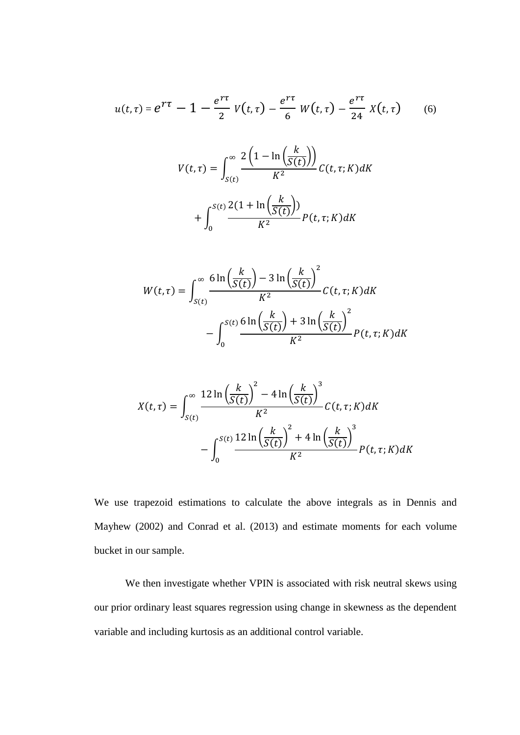$$u(t,\tau) = e^{r\tau} - 1 - \frac{e^{r\tau}}{2}\,V(t,\tau) - \frac{e^{r\tau}}{6}\,W(t,\tau) - \frac{e^{r\tau}}{24}\,X(t,\tau) \qquad (6)$$

$$V(t,\tau) = \int_{S(t)}^{\infty} \frac{2\left(1 - \ln\left(\frac{k}{S(t)}\right)\right)}{K^2} C(t,\tau;K)dK + \int_{0}^{S(t)} \frac{2(1 + \ln\left(\frac{k}{S(t)}\right))}{K^2} P(t,\tau;K)dK$$

$$W(t,\tau) = \int_{S(t)}^{\infty} \frac{6\ln\left(\frac{k}{S(t)}\right) - 3\ln\left(\frac{k}{S(t)}\right)^2}{K^2} C(t,\tau;K)dK - \int_{0}^{S(t)} \frac{6\ln\left(\frac{k}{S(t)}\right) + 3\ln\left(\frac{k}{S(t)}\right)^2}{K^2} P(t,\tau;K)dK$$

$$X(t,\tau) = \int_{S(t)}^{\infty} \frac{12\ln\left(\frac{k}{S(t)}\right)^2 - 4\ln\left(\frac{k}{S(t)}\right)^3}{K^2} C(t,\tau;K)dK - \int_{0}^{S(t)} \frac{12\ln\left(\frac{k}{S(t)}\right)^2 + 4\ln\left(\frac{k}{S(t)}\right)^3}{K^2} P(t,\tau;K)dK$$

We use trapezoid estimations to calculate the above integrals as in Dennis and Mayhew (2002) and Conrad et al. (2013) and estimate moments for each volume bucket in our sample.

We then investigate whether VPIN is associated with risk neutral skews using our prior ordinary least squares regression using change in skewness as the dependent variable and including kurtosis as an additional control variable.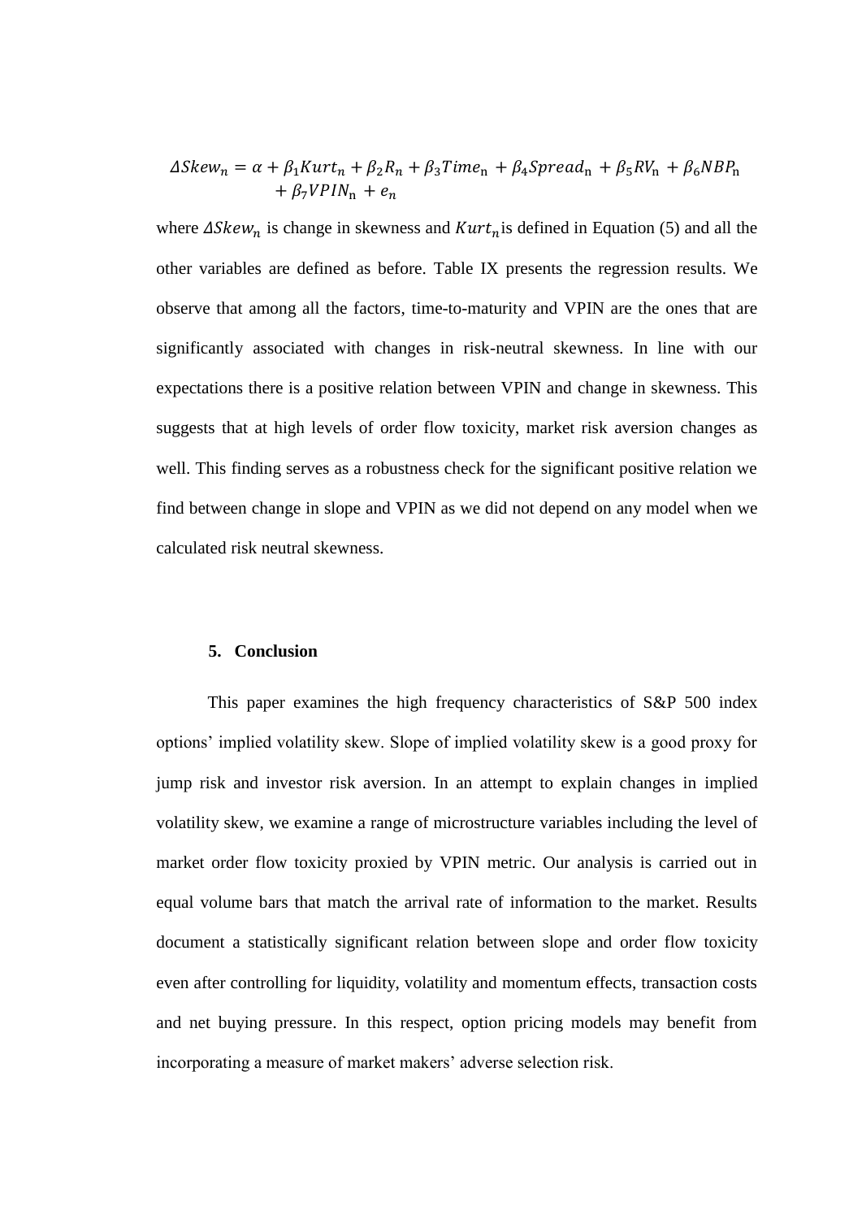$$\Delta Skew_n = \alpha + \beta_1 Kurt_n + \beta_2 R_n + \beta_3 Time_{\text{n}} + \beta_4 Spread_{\text{n}} + \beta_5 RV_{\text{n}} + \beta_6 NBP_{\text{n}} + \beta_7 VPIN_{\text{n}} + e_n$$

where $\Delta Skew_n$ is change in skewness and $Kurt_n$ is defined in Equation (5) and all the other variables are defined as before. Table IX presents the regression results. We observe that among all the factors, time-to-maturity and VPIN are the ones that are significantly associated with changes in risk-neutral skewness. In line with our expectations there is a positive relation between VPIN and change in skewness. This suggests that at high levels of order flow toxicity, market risk aversion changes as well. This finding serves as a robustness check for the significant positive relation we find between change in slope and VPIN as we did not depend on any model when we calculated risk neutral skewness.

## 5. Conclusion

This paper examines the high frequency characteristics of S&P 500 index options' implied volatility skew. Slope of implied volatility skew is a good proxy for jump risk and investor risk aversion. In an attempt to explain changes in implied volatility skew, we examine a range of microstructure variables including the level of market order flow toxicity proxied by VPIN metric. Our analysis is carried out in equal volume bars that match the arrival rate of information to the market. Results document a statistically significant relation between slope and order flow toxicity even after controlling for liquidity, volatility and momentum effects, transaction costs and net buying pressure. In this respect, option pricing models may benefit from incorporating a measure of market makers' adverse selection risk.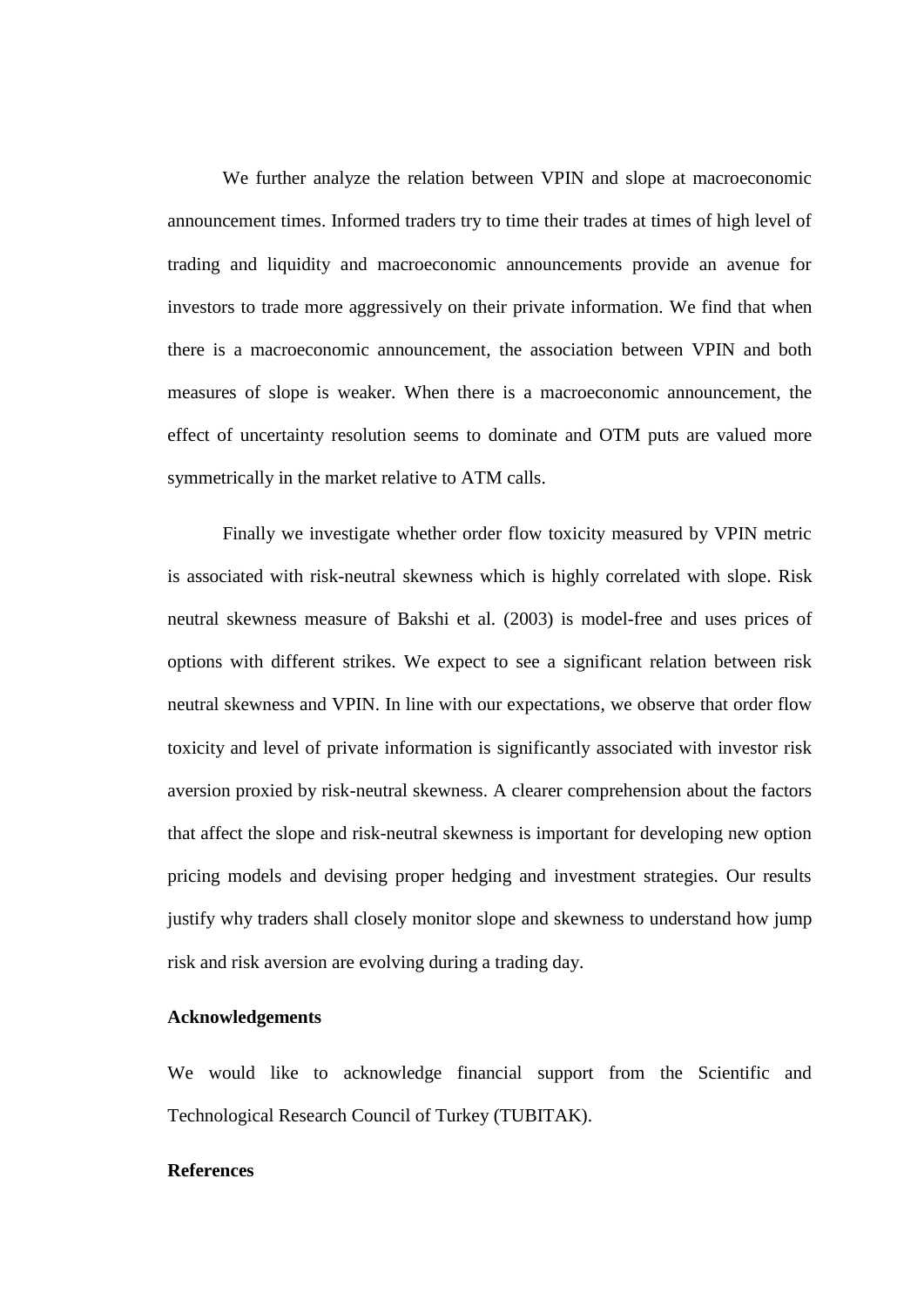We further analyze the relation between VPIN and slope at macroeconomic announcement times. Informed traders try to time their trades at times of high level of trading and liquidity and macroeconomic announcements provide an avenue for investors to trade more aggressively on their private information. We find that when there is a macroeconomic announcement, the association between VPIN and both measures of slope is weaker. When there is a macroeconomic announcement, the effect of uncertainty resolution seems to dominate and OTM puts are valued more symmetrically in the market relative to ATM calls.

Finally we investigate whether order flow toxicity measured by VPIN metric is associated with risk-neutral skewness which is highly correlated with slope. Risk neutral skewness measure of Bakshi et al. (2003) is model-free and uses prices of options with different strikes. We expect to see a significant relation between risk neutral skewness and VPIN. In line with our expectations, we observe that order flow toxicity and level of private information is significantly associated with investor risk aversion proxied by risk-neutral skewness. A clearer comprehension about the factors that affect the slope and risk-neutral skewness is important for developing new option pricing models and devising proper hedging and investment strategies. Our results justify why traders shall closely monitor slope and skewness to understand how jump risk and risk aversion are evolving during a trading day.

**Acknowledgements**

We would like to acknowledge financial support from the Scientific and Technological Research Council of Turkey (TUBITAK).

**References**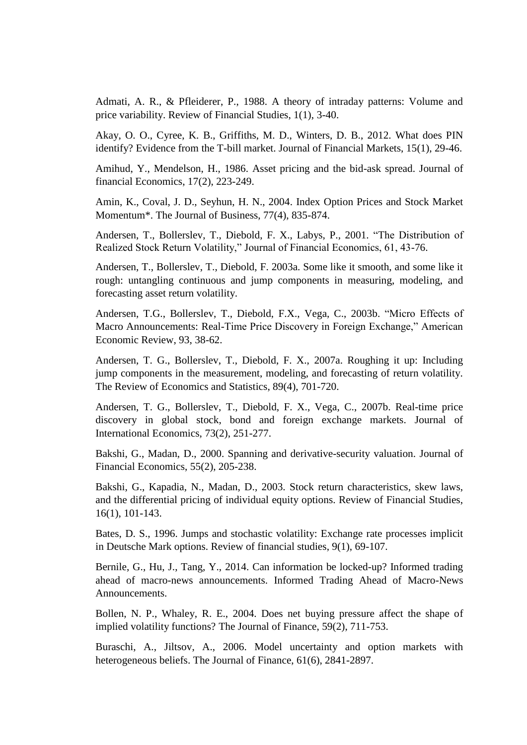Admati, A. R., & Pfleiderer, P., 1988. A theory of intraday patterns: Volume and price variability. Review of Financial Studies, 1(1), 3-40.

Akay, O. O., Cyree, K. B., Griffiths, M. D., Winters, D. B., 2012. What does PIN identify? Evidence from the T-bill market. Journal of Financial Markets, 15(1), 29-46.

Amihud, Y., Mendelson, H., 1986. Asset pricing and the bid-ask spread. Journal of financial Economics, 17(2), 223-249.

Amin, K., Coval, J. D., Seyhun, H. N., 2004. Index Option Prices and Stock Market Momentum*. The Journal of Business, 77(4), 835-874.

Andersen, T., Bollerslev, T., Diebold, F. X., Labys, P., 2001. "The Distribution of Realized Stock Return Volatility," Journal of Financial Economics, 61, 43-76.

Andersen, T., Bollerslev, T., Diebold, F. 2003a. Some like it smooth, and some like it rough: untangling continuous and jump components in measuring, modeling, and forecasting asset return volatility.

Andersen, T.G., Bollerslev, T., Diebold, F.X., Vega, C., 2003b. "Micro Effects of Macro Announcements: Real-Time Price Discovery in Foreign Exchange," American Economic Review, 93, 38-62.

Andersen, T. G., Bollerslev, T., Diebold, F. X., 2007a. Roughing it up: Including jump components in the measurement, modeling, and forecasting of return volatility. The Review of Economics and Statistics, 89(4), 701-720.

Andersen, T. G., Bollerslev, T., Diebold, F. X., Vega, C., 2007b. Real-time price discovery in global stock, bond and foreign exchange markets. Journal of International Economics, 73(2), 251-277.

Bakshi, G., Madan, D., 2000. Spanning and derivative-security valuation. Journal of Financial Economics, 55(2), 205-238.

Bakshi, G., Kapadia, N., Madan, D., 2003. Stock return characteristics, skew laws, and the differential pricing of individual equity options. Review of Financial Studies, 16(1), 101-143.

Bates, D. S., 1996. Jumps and stochastic volatility: Exchange rate processes implicit in Deutsche Mark options. Review of financial studies, 9(1), 69-107.

Bernile, G., Hu, J., Tang, Y., 2014. Can information be locked-up? Informed trading ahead of macro-news announcements. Informed Trading Ahead of Macro-News Announcements.

Bollen, N. P., Whaley, R. E., 2004. Does net buying pressure affect the shape of implied volatility functions? The Journal of Finance, 59(2), 711-753.

Buraschi, A., Jiltsov, A., 2006. Model uncertainty and option markets with heterogeneous beliefs. The Journal of Finance, 61(6), 2841-2897.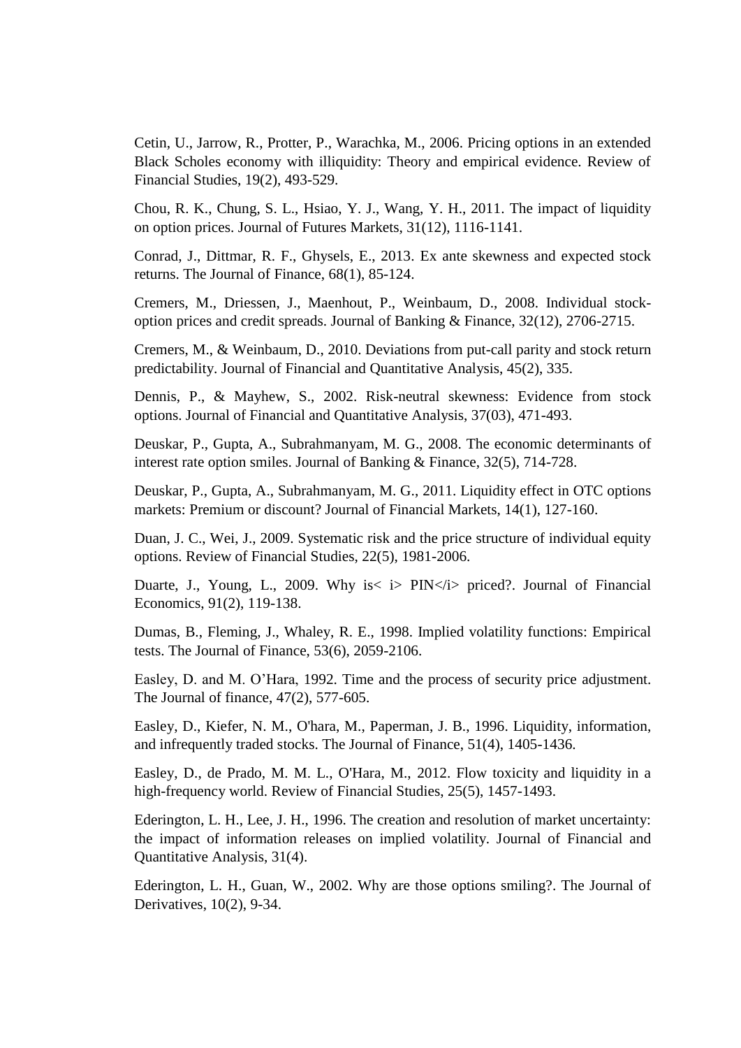Cetin, U., Jarrow, R., Protter, P., Warachka, M., 2006. Pricing options in an extended Black Scholes economy with illiquidity: Theory and empirical evidence. Review of Financial Studies, 19(2), 493-529.

Chou, R. K., Chung, S. L., Hsiao, Y. J., Wang, Y. H., 2011. The impact of liquidity on option prices. Journal of Futures Markets, 31(12), 1116-1141.

Conrad, J., Dittmar, R. F., Ghysels, E., 2013. Ex ante skewness and expected stock returns. The Journal of Finance, 68(1), 85-124.

Cremers, M., Driessen, J., Maenhout, P., Weinbaum, D., 2008. Individual stock-option prices and credit spreads. Journal of Banking & Finance, 32(12), 2706-2715.

Cremers, M., & Weinbaum, D., 2010. Deviations from put-call parity and stock return predictability. Journal of Financial and Quantitative Analysis, 45(2), 335.

Dennis, P., & Mayhew, S., 2002. Risk-neutral skewness: Evidence from stock options. Journal of Financial and Quantitative Analysis, 37(03), 471-493.

Deuskar, P., Gupta, A., Subrahmanyam, M. G., 2008. The economic determinants of interest rate option smiles. Journal of Banking & Finance, 32(5), 714-728.

Deuskar, P., Gupta, A., Subrahmanyam, M. G., 2011. Liquidity effect in OTC options markets: Premium or discount? Journal of Financial Markets, 14(1), 127-160.

Duan, J. C., Wei, J., 2009. Systematic risk and the price structure of individual equity options. Review of Financial Studies, 22(5), 1981-2006.

Duarte, J., Young, L., 2009. Why is< i> PIN</i> priced?. Journal of Financial Economics, 91(2), 119-138.

Dumas, B., Fleming, J., Whaley, R. E., 1998. Implied volatility functions: Empirical tests. The Journal of Finance, 53(6), 2059-2106.

Easley, D. and M. O'Hara, 1992. Time and the process of security price adjustment. The Journal of finance, 47(2), 577-605.

Easley, D., Kiefer, N. M., O'hara, M., Paperman, J. B., 1996. Liquidity, information, and infrequently traded stocks. The Journal of Finance, 51(4), 1405-1436.

Easley, D., de Prado, M. M. L., O'Hara, M., 2012. Flow toxicity and liquidity in a high-frequency world. Review of Financial Studies, 25(5), 1457-1493.

Ederington, L. H., Lee, J. H., 1996. The creation and resolution of market uncertainty: the impact of information releases on implied volatility. Journal of Financial and Quantitative Analysis, 31(4).

Ederington, L. H., Guan, W., 2002. Why are those options smiling?. The Journal of Derivatives, 10(2), 9-34.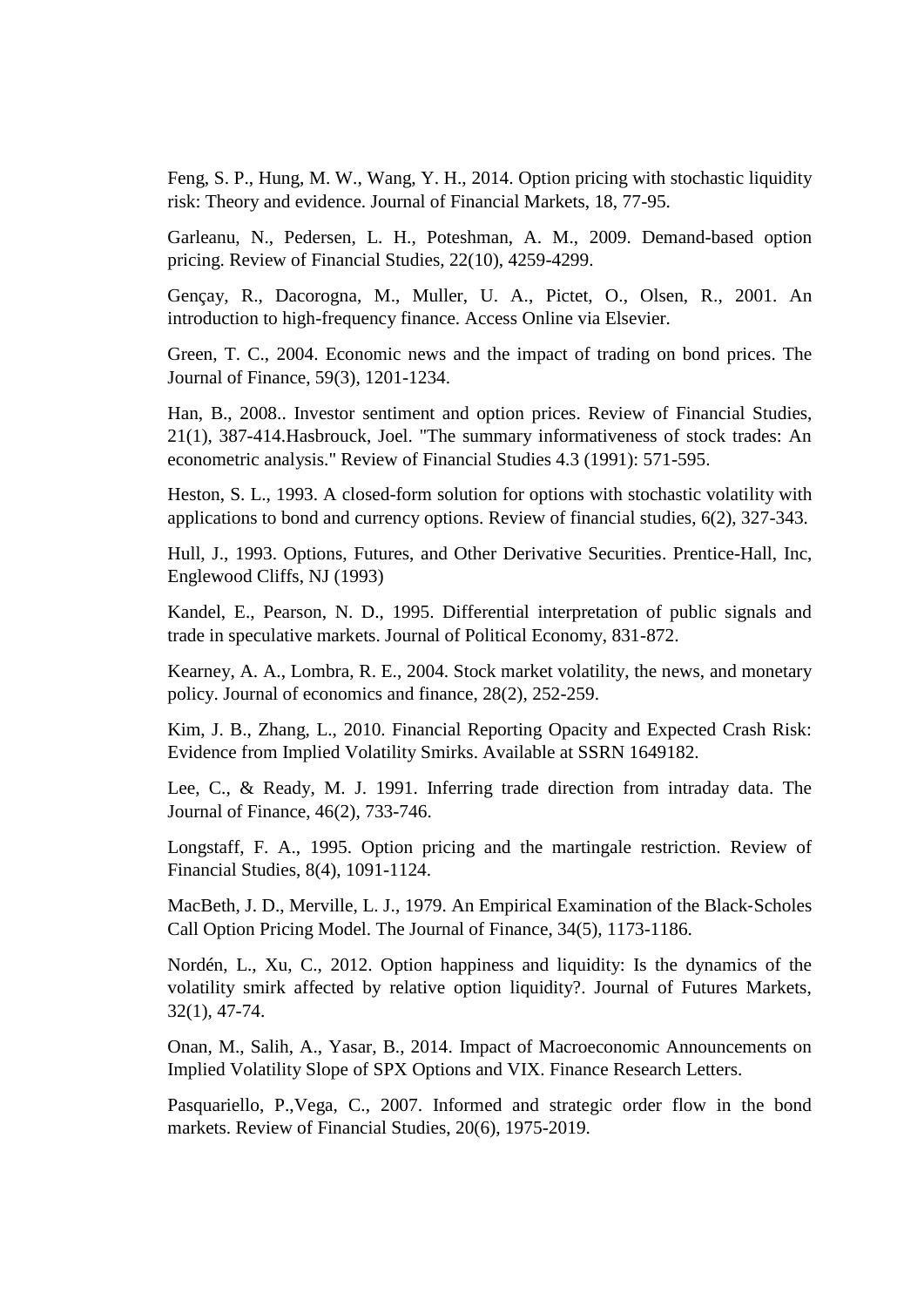Feng, S. P., Hung, M. W., Wang, Y. H., 2014. Option pricing with stochastic liquidity risk: Theory and evidence. Journal of Financial Markets, 18, 77-95.

Garleanu, N., Pedersen, L. H., Poteshman, A. M., 2009. Demand-based option pricing. Review of Financial Studies, 22(10), 4259-4299.

Gençay, R., Dacorogna, M., Muller, U. A., Pictet, O., Olsen, R., 2001. An introduction to high-frequency finance. Access Online via Elsevier.

Green, T. C., 2004. Economic news and the impact of trading on bond prices. The Journal of Finance, 59(3), 1201-1234.

Han, B., 2008.. Investor sentiment and option prices. Review of Financial Studies, 21(1), 387-414.Hasbrouck, Joel. "The summary informativeness of stock trades: An econometric analysis." Review of Financial Studies 4.3 (1991): 571-595.

Heston, S. L., 1993. A closed-form solution for options with stochastic volatility with applications to bond and currency options. Review of financial studies, 6(2), 327-343.

Hull, J., 1993. Options, Futures, and Other Derivative Securities. Prentice-Hall, Inc, Englewood Cliffs, NJ (1993)

Kandel, E., Pearson, N. D., 1995. Differential interpretation of public signals and trade in speculative markets. Journal of Political Economy, 831-872.

Kearney, A. A., Lombra, R. E., 2004. Stock market volatility, the news, and monetary policy. Journal of economics and finance, 28(2), 252-259.

Kim, J. B., Zhang, L., 2010. Financial Reporting Opacity and Expected Crash Risk: Evidence from Implied Volatility Smirks. Available at SSRN 1649182.

Lee, C., & Ready, M. J. 1991. Inferring trade direction from intraday data. The Journal of Finance, 46(2), 733-746.

Longstaff, F. A., 1995. Option pricing and the martingale restriction. Review of Financial Studies, 8(4), 1091-1124.

MacBeth, J. D., Merville, L. J., 1979. An Empirical Examination of the Black-Scholes Call Option Pricing Model. The Journal of Finance, 34(5), 1173-1186.

Nordén, L., Xu, C., 2012. Option happiness and liquidity: Is the dynamics of the volatility smirk affected by relative option liquidity?. Journal of Futures Markets, 32(1), 47-74.

Onan, M., Salih, A., Yasar, B., 2014. Impact of Macroeconomic Announcements on Implied Volatility Slope of SPX Options and VIX. Finance Research Letters.

Pasquariello, P.,Vega, C., 2007. Informed and strategic order flow in the bond markets. Review of Financial Studies, 20(6), 1975-2019.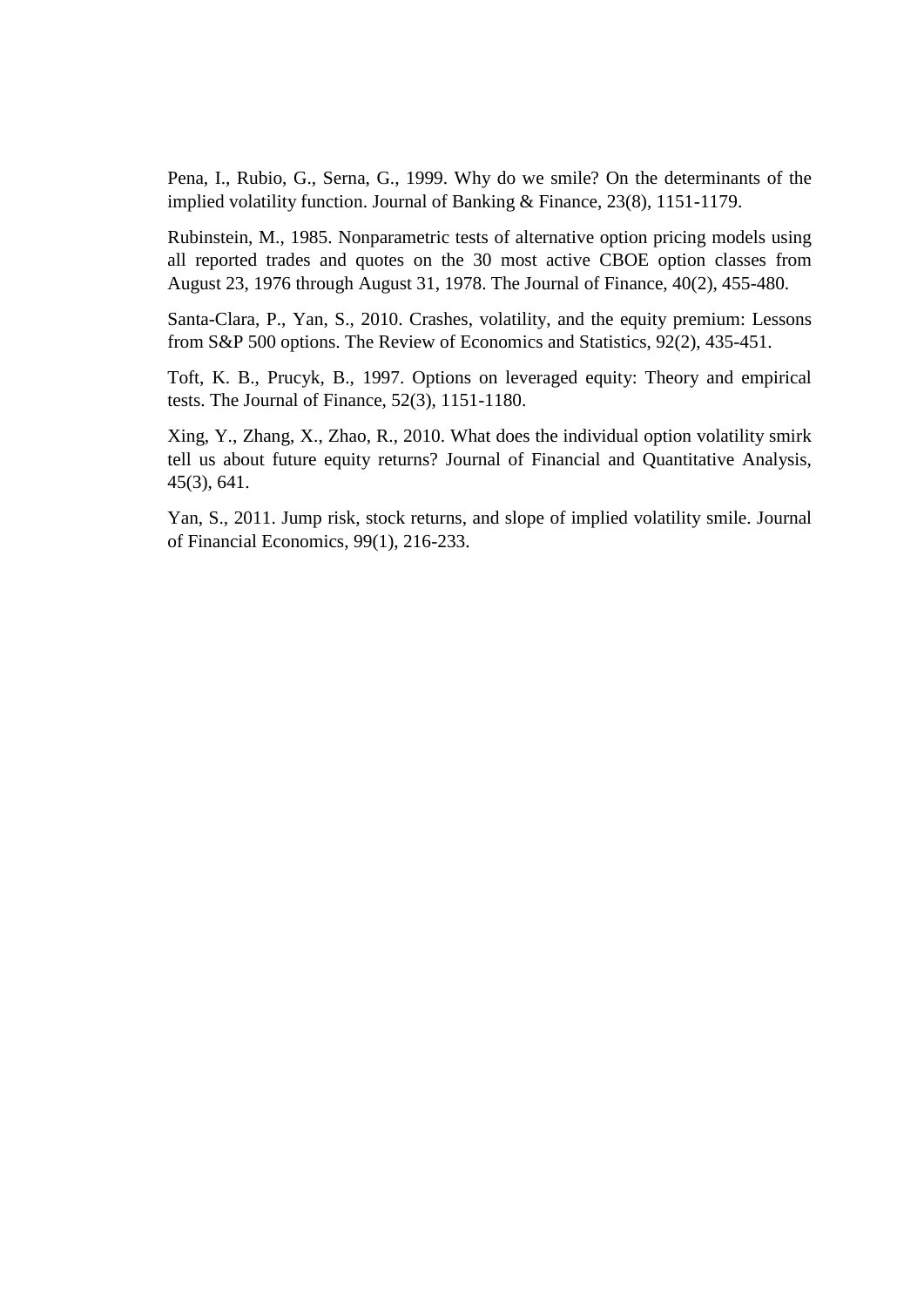Pena, I., Rubio, G., Serna, G., 1999. Why do we smile? On the determinants of the implied volatility function. Journal of Banking & Finance, 23(8), 1151-1179.

Rubinstein, M., 1985. Nonparametric tests of alternative option pricing models using all reported trades and quotes on the 30 most active CBOE option classes from August 23, 1976 through August 31, 1978. The Journal of Finance, 40(2), 455-480.

Santa-Clara, P., Yan, S., 2010. Crashes, volatility, and the equity premium: Lessons from S&P 500 options. The Review of Economics and Statistics, 92(2), 435-451.

Toft, K. B., Prucyk, B., 1997. Options on leveraged equity: Theory and empirical tests. The Journal of Finance, 52(3), 1151-1180.

Xing, Y., Zhang, X., Zhao, R., 2010. What does the individual option volatility smirk tell us about future equity returns? Journal of Financial and Quantitative Analysis, 45(3), 641.

Yan, S., 2011. Jump risk, stock returns, and slope of implied volatility smile. Journal of Financial Economics, 99(1), 216-233.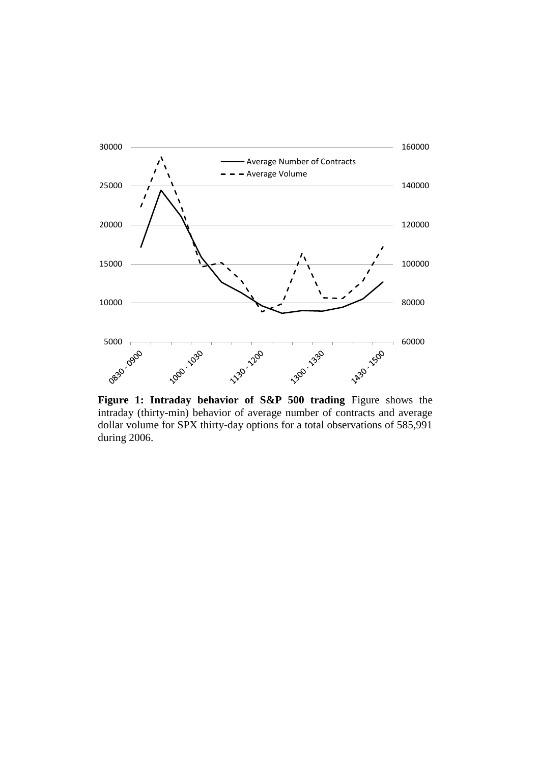**Figure 1: Intraday behavior of S&P 500 trading** Figure shows the intraday (thirty-min) behavior of average number of contracts and average dollar volume for SPX thirty-day options for a total observations of 585,991 during 2006.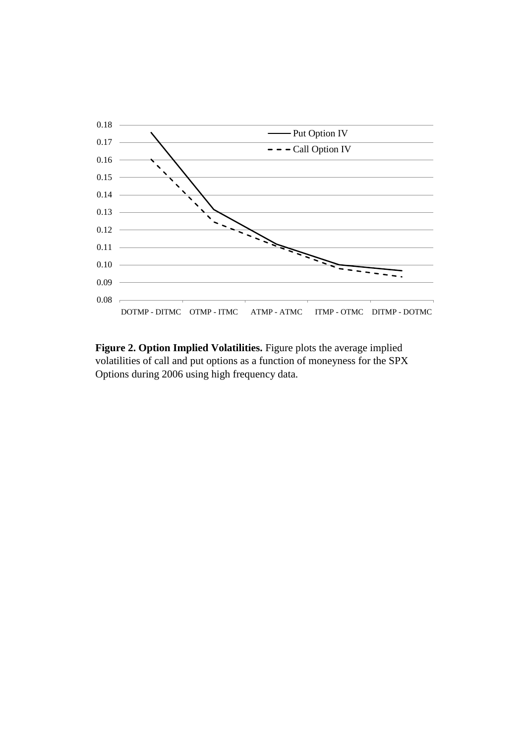**Figure 2. Option Implied Volatilities.** Figure plots the average implied volatilities of call and put options as a function of moneyness for the SPX Options during 2006 using high frequency data.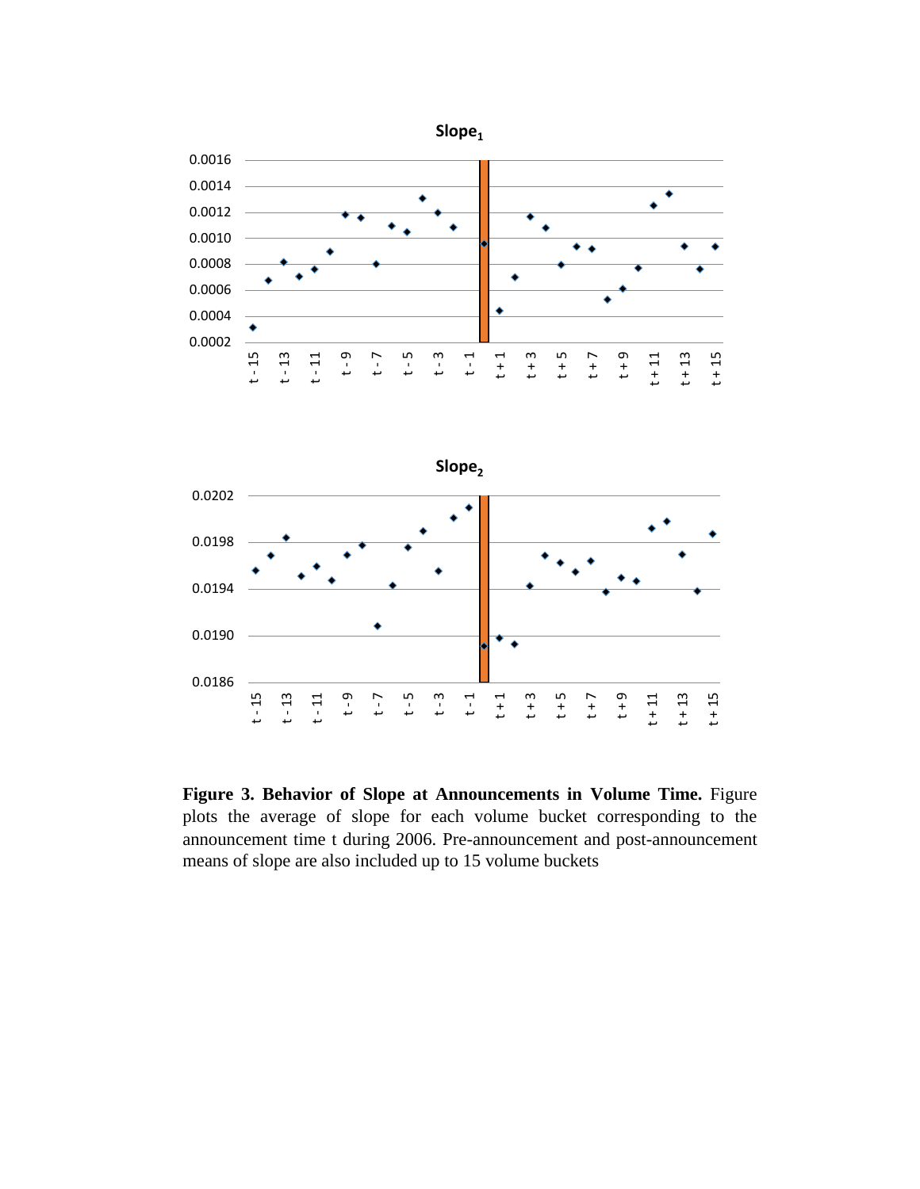**Figure 3. Behavior of Slope at Announcements in Volume Time.** Figure plots the average of slope for each volume bucket corresponding to the announcement time t during 2006. Pre-announcement and post-announcement means of slope are also included up to 15 volume buckets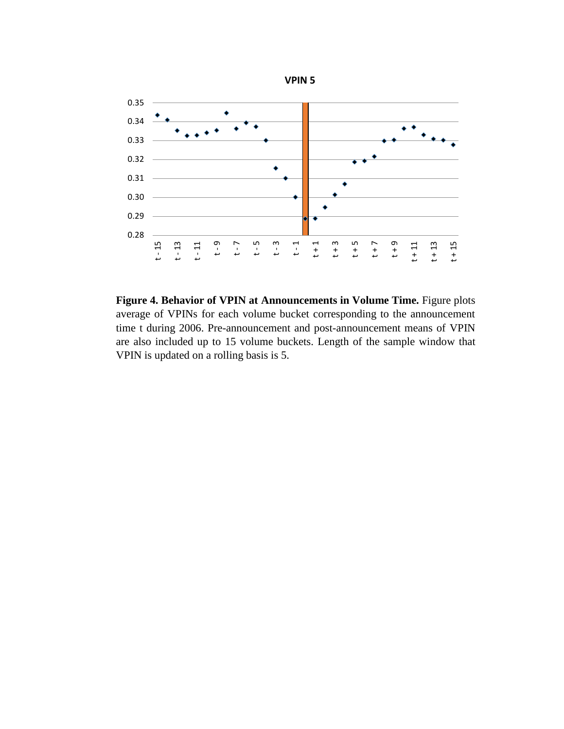**Figure 4. Behavior of VPIN at Announcements in Volume Time.** Figure plots average of VPINs for each volume bucket corresponding to the announcement time t during 2006. Pre-announcement and post-announcement means of VPIN are also included up to 15 volume buckets. Length of the sample window that VPIN is updated on a rolling basis is 5.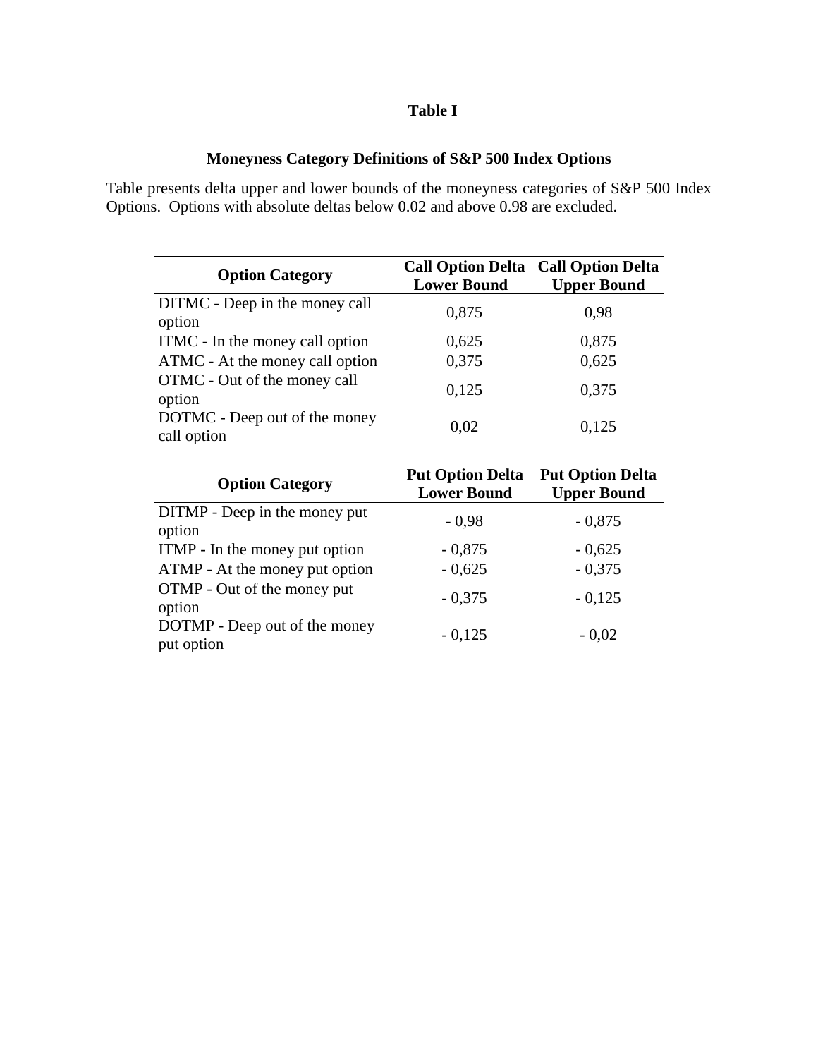## Table I

### Moneyness Category Definitions of S&P 500 Index Options

Table presents delta upper and lower bounds of the moneyness categories of S&P 500 Index Options. Options with absolute deltas below 0.02 and above 0.98 are excluded.

| Option Category | Call Option Delta Lower Bound | Call Option Delta Upper Bound |
|---|---|---|
| DITMC - Deep in the money call option | 0,875 | 0,98 |
| ITMC - In the money call option | 0,625 | 0,875 |
| ATMC - At the money call option | 0,375 | 0,625 |
| OTMC - Out of the money call option | 0,125 | 0,375 |
| DOTMC - Deep out of the money call option | 0,02 | 0,125 |

| Option Category | Put Option Delta Lower Bound | Put Option Delta Upper Bound |
|---|---|---|
| DITMP - Deep in the money put option | - 0,98 | - 0,875 |
| ITMP - In the money put option | - 0,875 | - 0,625 |
| ATMP - At the money put option | - 0,625 | - 0,375 |
| OTMP - Out of the money put option | - 0,375 | - 0,125 |
| DOTMP - Deep out of the money put option | - 0,125 | - 0,02 |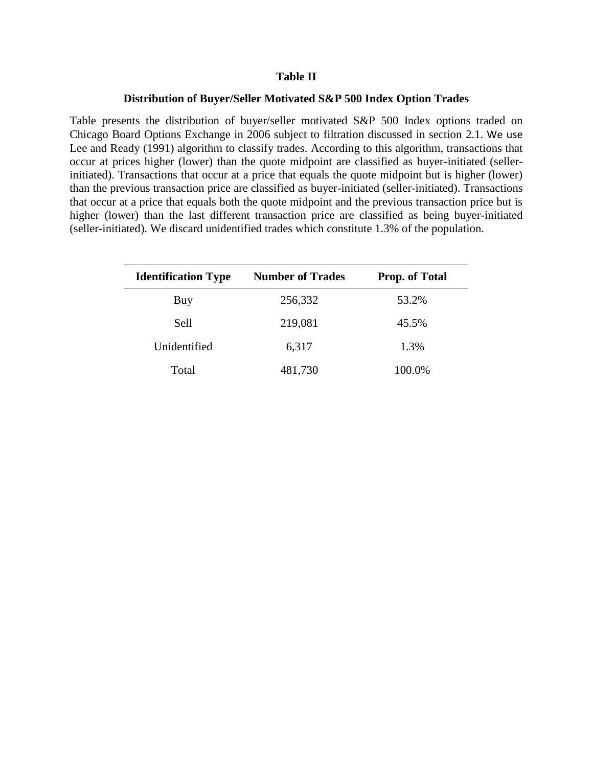**Table II**

**Distribution of Buyer/Seller Motivated S&P 500 Index Option Trades**

Table presents the distribution of buyer/seller motivated S&P 500 Index options traded on Chicago Board Options Exchange in 2006 subject to filtration discussed in section 2.1. We use Lee and Ready (1991) algorithm to classify trades. According to this algorithm, transactions that occur at prices higher (lower) than the quote midpoint are classified as buyer-initiated (seller-initiated). Transactions that occur at a price that equals the quote midpoint but is higher (lower) than the previous transaction price are classified as buyer-initiated (seller-initiated). Transactions that occur at a price that equals both the quote midpoint and the previous transaction price but is higher (lower) than the last different transaction price are classified as being buyer-initiated (seller-initiated). We discard unidentified trades which constitute 1.3% of the population.

| Identification Type | Number of Trades | Prop. of Total |
|---|---|---|
| Buy | 256,332 | 53.2% |
| Sell | 219,081 | 45.5% |
| Unidentified | 6,317 | 1.3% |
| Total | 481,730 | 100.0% |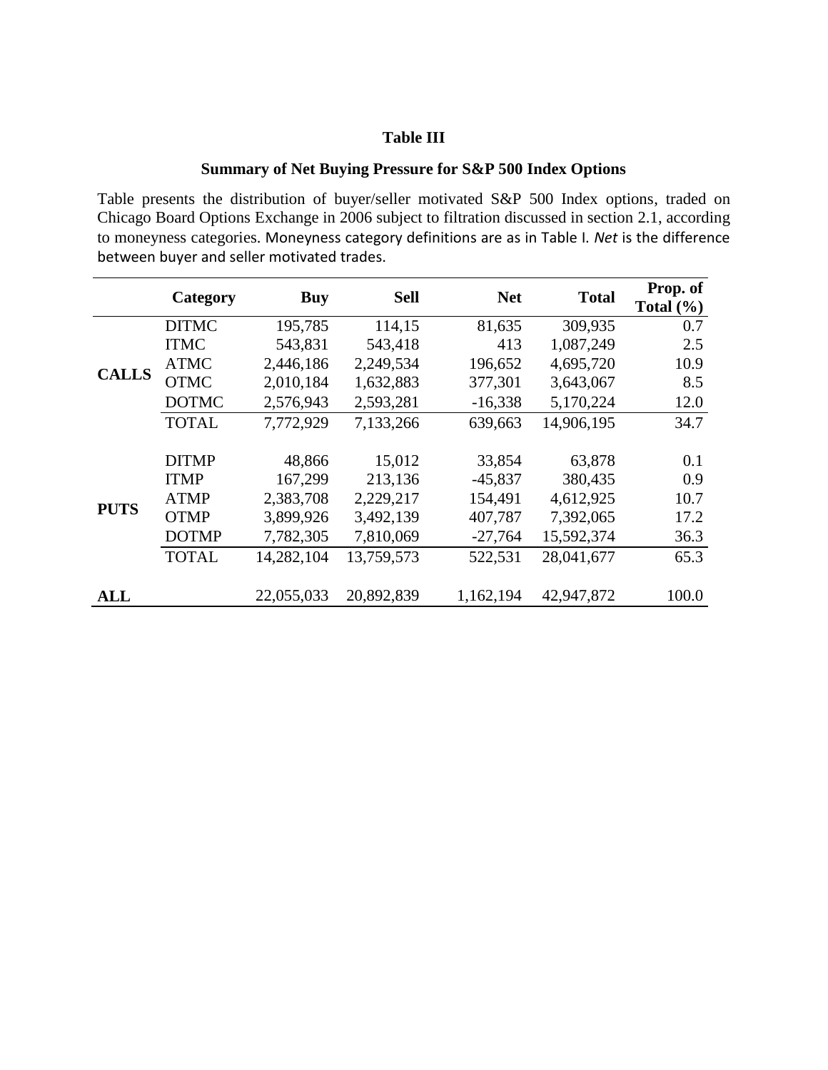**Table III**

**Summary of Net Buying Pressure for S&P 500 Index Options**

Table presents the distribution of buyer/seller motivated S&P 500 Index options, traded on Chicago Board Options Exchange in 2006 subject to filtration discussed in section 2.1, according to moneyness categories. Moneyness category definitions are as in Table I. *Net* is the difference between buyer and seller motivated trades.

| | Category | Buy | Sell | Net | Total | Prop. of Total (%) |
|---|---|---|---|---|---|---|
| **CALLS** | DITMC | 195,785 | 114,15 | 81,635 | 309,935 | 0.7 |
| | ITMC | 543,831 | 543,418 | 413 | 1,087,249 | 2.5 |
| | ATMC | 2,446,186 | 2,249,534 | 196,652 | 4,695,720 | 10.9 |
| | OTMC | 2,010,184 | 1,632,883 | 377,301 | 3,643,067 | 8.5 |
| | DOTMC | 2,576,943 | 2,593,281 | -16,338 | 5,170,224 | 12.0 |
| | TOTAL | 7,772,929 | 7,133,266 | 639,663 | 14,906,195 | 34.7 |
| **PUTS** | DITMP | 48,866 | 15,012 | 33,854 | 63,878 | 0.1 |
| | ITMP | 167,299 | 213,136 | -45,837 | 380,435 | 0.9 |
| | ATMP | 2,383,708 | 2,229,217 | 154,491 | 4,612,925 | 10.7 |
| | OTMP | 3,899,926 | 3,492,139 | 407,787 | 7,392,065 | 17.2 |
| | DOTMP | 7,782,305 | 7,810,069 | -27,764 | 15,592,374 | 36.3 |
| | TOTAL | 14,282,104 | 13,759,573 | 522,531 | 28,041,677 | 65.3 |
| **ALL** | | 22,055,033 | 20,892,839 | 1,162,194 | 42,947,872 | 100.0 |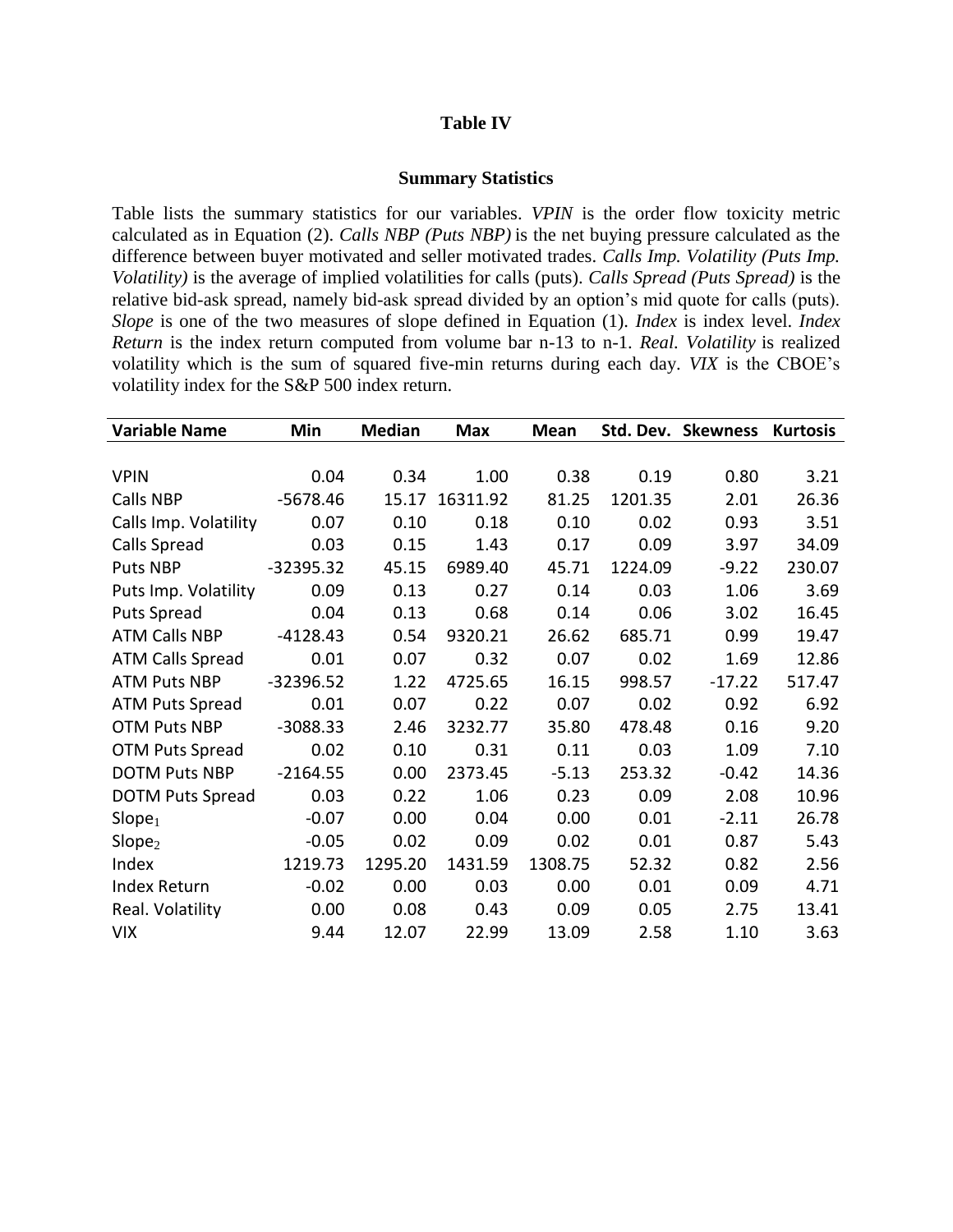**Table IV**

**Summary Statistics**

Table lists the summary statistics for our variables. *VPIN* is the order flow toxicity metric calculated as in Equation (2). *Calls NBP (Puts NBP)* is the net buying pressure calculated as the difference between buyer motivated and seller motivated trades. *Calls Imp. Volatility (Puts Imp. Volatility)* is the average of implied volatilities for calls (puts). *Calls Spread (Puts Spread)* is the relative bid-ask spread, namely bid-ask spread divided by an option's mid quote for calls (puts). *Slope* is one of the two measures of slope defined in Equation (1). *Index* is index level. *Index Return* is the index return computed from volume bar n-13 to n-1. *Real. Volatility* is realized volatility which is the sum of squared five-min returns during each day. *VIX* is the CBOE's volatility index for the S&P 500 index return.

| Variable Name | Min | Median | Max | Mean | Std. Dev. | Skewness | Kurtosis |
|---|---|---|---|---|---|---|---|
| VPIN | 0.04 | 0.34 | 1.00 | 0.38 | 0.19 | 0.80 | 3.21 |
| Calls NBP | -5678.46 | 15.17 | 16311.92 | 81.25 | 1201.35 | 2.01 | 26.36 |
| Calls Imp. Volatility | 0.07 | 0.10 | 0.18 | 0.10 | 0.02 | 0.93 | 3.51 |
| Calls Spread | 0.03 | 0.15 | 1.43 | 0.17 | 0.09 | 3.97 | 34.09 |
| Puts NBP | -32395.32 | 45.15 | 6989.40 | 45.71 | 1224.09 | -9.22 | 230.07 |
| Puts Imp. Volatility | 0.09 | 0.13 | 0.27 | 0.14 | 0.03 | 1.06 | 3.69 |
| Puts Spread | 0.04 | 0.13 | 0.68 | 0.14 | 0.06 | 3.02 | 16.45 |
| ATM Calls NBP | -4128.43 | 0.54 | 9320.21 | 26.62 | 685.71 | 0.99 | 19.47 |
| ATM Calls Spread | 0.01 | 0.07 | 0.32 | 0.07 | 0.02 | 1.69 | 12.86 |
| ATM Puts NBP | -32396.52 | 1.22 | 4725.65 | 16.15 | 998.57 | -17.22 | 517.47 |
| ATM Puts Spread | 0.01 | 0.07 | 0.22 | 0.07 | 0.02 | 0.92 | 6.92 |
| OTM Puts NBP | -3088.33 | 2.46 | 3232.77 | 35.80 | 478.48 | 0.16 | 9.20 |
| OTM Puts Spread | 0.02 | 0.10 | 0.31 | 0.11 | 0.03 | 1.09 | 7.10 |
| DOTM Puts NBP | -2164.55 | 0.00 | 2373.45 | -5.13 | 253.32 | -0.42 | 14.36 |
| DOTM Puts Spread | 0.03 | 0.22 | 1.06 | 0.23 | 0.09 | 2.08 | 10.96 |
| $Slope_1$ | -0.07 | 0.00 | 0.04 | 0.00 | 0.01 | -2.11 | 26.78 |
| $Slope_2$ | -0.05 | 0.02 | 0.09 | 0.02 | 0.01 | 0.87 | 5.43 |
| Index | 1219.73 | 1295.20 | 1431.59 | 1308.75 | 52.32 | 0.82 | 2.56 |
| Index Return | -0.02 | 0.00 | 0.03 | 0.00 | 0.01 | 0.09 | 4.71 |
| Real. Volatility | 0.00 | 0.08 | 0.43 | 0.09 | 0.05 | 2.75 | 13.41 |
| VIX | 9.44 | 12.07 | 22.99 | 13.09 | 2.58 | 1.10 | 3.63 |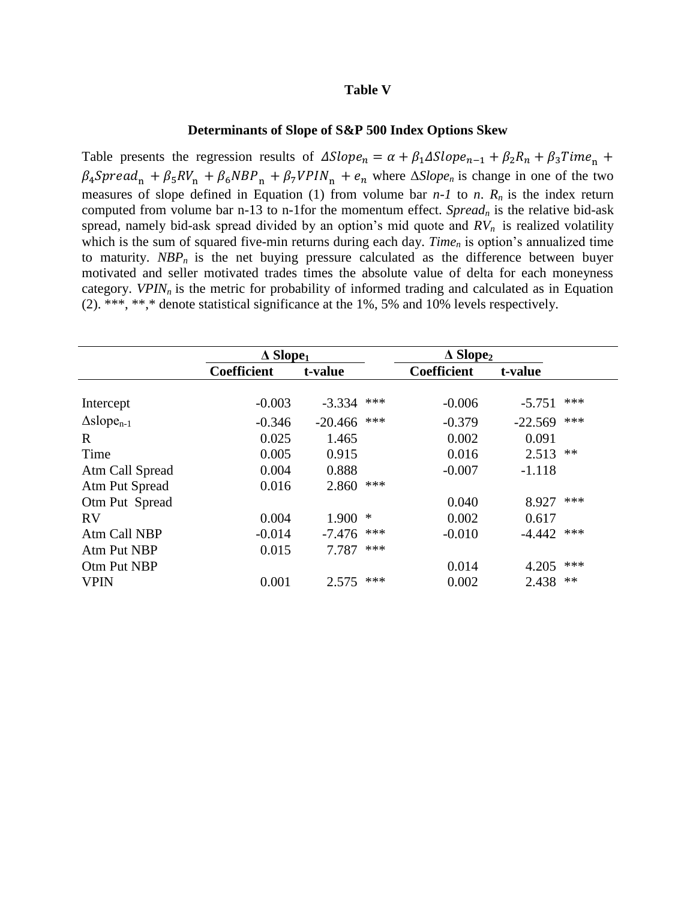**Table V**

**Determinants of Slope of S&P 500 Index Options Skew**

Table presents the regression results of $\Delta Slope_n = \alpha + \beta_1 \Delta Slope_{n-1} + \beta_2 R_n + \beta_3 Time_n + \beta_4 Spread_n + \beta_5 RV_n + \beta_6 NBP_n + \beta_7 VPIN_n + e_n$ where $\Delta Slope_n$ is change in one of the two measures of slope defined in Equation (1) from volume bar *n-1* to *n*. $R_n$ is the index return computed from volume bar n-13 to n-1for the momentum effect. $Spread_n$ is the relative bid-ask spread, namely bid-ask spread divided by an option's mid quote and $RV_n$ is realized volatility which is the sum of squared five-min returns during each day. $Time_n$ is option's annualized time to maturity. $NBP_n$ is the net buying pressure calculated as the difference between buyer motivated and seller motivated trades times the absolute value of delta for each moneyness category. $VPIN_n$ is the metric for probability of informed trading and calculated as in Equation (2). ***, **,* denote statistical significance at the 1%, 5% and 10% levels respectively.

| | $\Delta$ Slope$_1$ | | | $\Delta$ Slope$_2$ | | |
|---|---|---|---|---|---|---|
| | **Coefficient** | **t-value** | | **Coefficient** | **t-value** | |
| Intercept | -0.003 | -3.334 | *** | -0.006 | -5.751 | *** |
| $\Delta$slope$_{n-1}$ | -0.346 | -20.466 | *** | -0.379 | -22.569 | *** |
| R | 0.025 | 1.465 | | 0.002 | 0.091 | |
| Time | 0.005 | 0.915 | | 0.016 | 2.513 | ** |
| Atm Call Spread | 0.004 | 0.888 | | -0.007 | -1.118 | |
| Atm Put Spread | 0.016 | 2.860 | *** | | | |
| Otm Put Spread | | | | 0.040 | 8.927 | *** |
| RV | 0.004 | 1.900 | * | 0.002 | 0.617 | |
| Atm Call NBP | -0.014 | -7.476 | *** | -0.010 | -4.442 | *** |
| Atm Put NBP | 0.015 | 7.787 | *** | | | |
| Otm Put NBP | | | | 0.014 | 4.205 | *** |
| VPIN | 0.001 | 2.575 | *** | 0.002 | 2.438 | ** |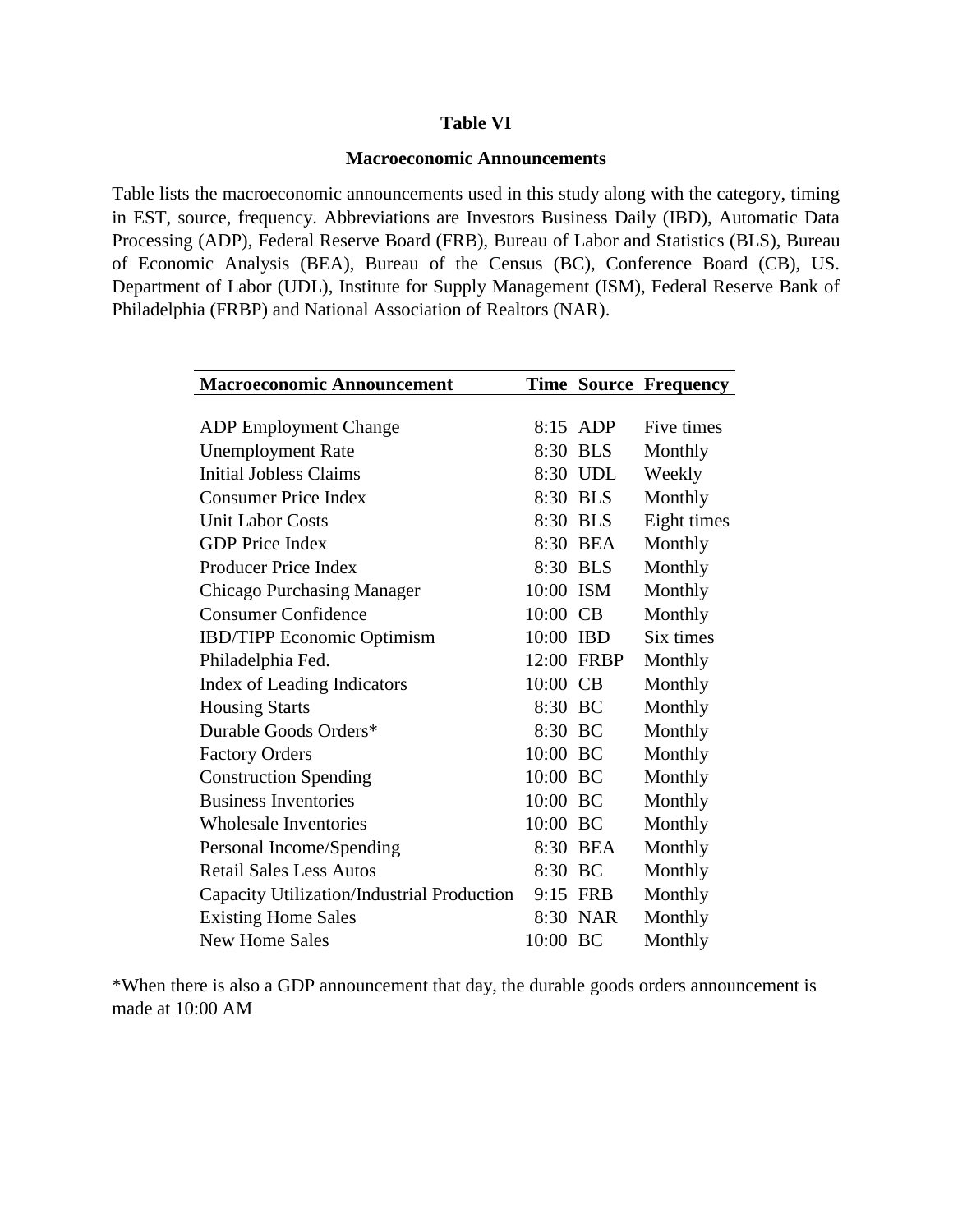**Table VI**

**Macroeconomic Announcements**

Table lists the macroeconomic announcements used in this study along with the category, timing in EST, source, frequency. Abbreviations are Investors Business Daily (IBD), Automatic Data Processing (ADP), Federal Reserve Board (FRB), Bureau of Labor and Statistics (BLS), Bureau of Economic Analysis (BEA), Bureau of the Census (BC), Conference Board (CB), US. Department of Labor (UDL), Institute for Supply Management (ISM), Federal Reserve Bank of Philadelphia (FRBP) and National Association of Realtors (NAR).

| Macroeconomic Announcement | Time | Source | Frequency |
|---|---|---|---|
| ADP Employment Change | 8:15 | ADP | Five times |
| Unemployment Rate | 8:30 | BLS | Monthly |
| Initial Jobless Claims | 8:30 | UDL | Weekly |
| Consumer Price Index | 8:30 | BLS | Monthly |
| Unit Labor Costs | 8:30 | BLS | Eight times |
| GDP Price Index | 8:30 | BEA | Monthly |
| Producer Price Index | 8:30 | BLS | Monthly |
| Chicago Purchasing Manager | 10:00 | ISM | Monthly |
| Consumer Confidence | 10:00 | CB | Monthly |
| IBD/TIPP Economic Optimism | 10:00 | IBD | Six times |
| Philadelphia Fed. | 12:00 | FRBP | Monthly |
| Index of Leading Indicators | 10:00 | CB | Monthly |
| Housing Starts | 8:30 | BC | Monthly |
| Durable Goods Orders* | 8:30 | BC | Monthly |
| Factory Orders | 10:00 | BC | Monthly |
| Construction Spending | 10:00 | BC | Monthly |
| Business Inventories | 10:00 | BC | Monthly |
| Wholesale Inventories | 10:00 | BC | Monthly |
| Personal Income/Spending | 8:30 | BEA | Monthly |
| Retail Sales Less Autos | 8:30 | BC | Monthly |
| Capacity Utilization/Industrial Production | 9:15 | FRB | Monthly |
| Existing Home Sales | 8:30 | NAR | Monthly |
| New Home Sales | 10:00 | BC | Monthly |

*When there is also a GDP announcement that day, the durable goods orders announcement is made at 10:00 AM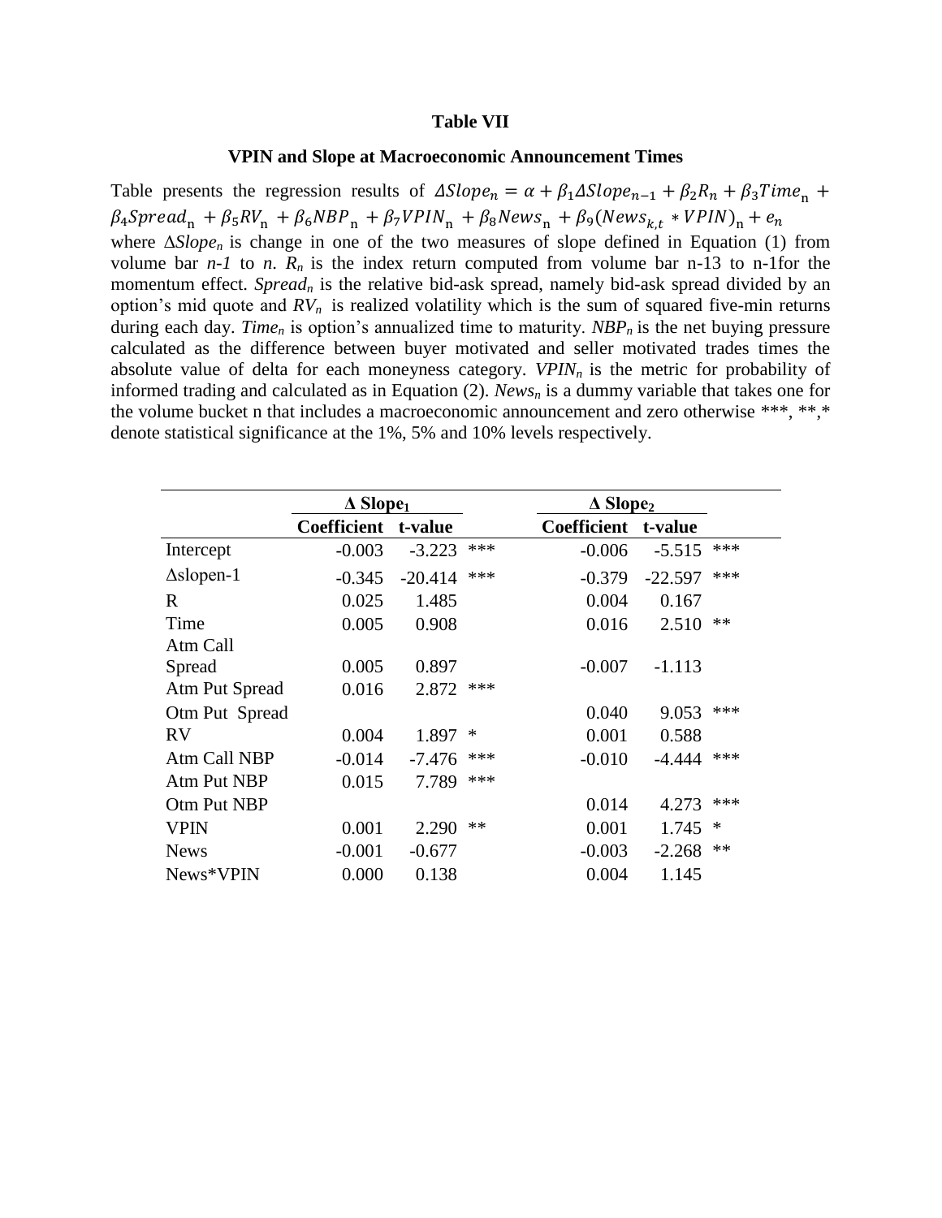**Table VII**

**VPIN and Slope at Macroeconomic Announcement Times**

Table presents the regression results of $\Delta Slope_n = \alpha + \beta_1 \Delta Slope_{n-1} + \beta_2 R_n + \beta_3 Time_n + \beta_4 Spread_n + \beta_5 RV_n + \beta_6 NBP_n + \beta_7 VPIN_n + \beta_8 News_n + \beta_9 (News_{k,t} * VPIN)_n + e_n$ where $\Delta Slope_n$ is change in one of the two measures of slope defined in Equation (1) from volume bar *n-1* to *n*. $R_n$ is the index return computed from volume bar n-13 to n-1for the momentum effect. $Spread_n$ is the relative bid-ask spread, namely bid-ask spread divided by an option's mid quote and $RV_n$ is realized volatility which is the sum of squared five-min returns during each day. $Time_n$ is option's annualized time to maturity. $NBP_n$ is the net buying pressure calculated as the difference between buyer motivated and seller motivated trades times the absolute value of delta for each moneyness category. $VPIN_n$ is the metric for probability of informed trading and calculated as in Equation (2). $News_n$ is a dummy variable that takes one for the volume bucket n that includes a macroeconomic announcement and zero otherwise ***, **,* denote statistical significance at the 1%, 5% and 10% levels respectively.

| | **Δ Slope₁** | | | **Δ Slope₂** | | |
|---|---|---|---|---|---|---|
| | **Coefficient** | **t-value** | | **Coefficient** | **t-value** | |
| Intercept | -0.003 | -3.223 | *** | -0.006 | -5.515 | *** |
| Δslopen-1 | -0.345 | -20.414 | *** | -0.379 | -22.597 | *** |
| R | 0.025 | 1.485 | | 0.004 | 0.167 | |
| Time | 0.005 | 0.908 | | 0.016 | 2.510 | ** |
| Atm Call Spread | 0.005 | 0.897 | | -0.007 | -1.113 | |
| Atm Put Spread | 0.016 | 2.872 | *** | | | |
| Otm Put Spread | | | | 0.040 | 9.053 | *** |
| RV | 0.004 | 1.897 | * | 0.001 | 0.588 | |
| Atm Call NBP | -0.014 | -7.476 | *** | -0.010 | -4.444 | *** |
| Atm Put NBP | 0.015 | 7.789 | *** | | | |
| Otm Put NBP | | | | 0.014 | 4.273 | *** |
| VPIN | 0.001 | 2.290 | ** | 0.001 | 1.745 | * |
| News | -0.001 | -0.677 | | -0.003 | -2.268 | ** |
| News*VPIN | 0.000 | 0.138 | | 0.004 | 1.145 | |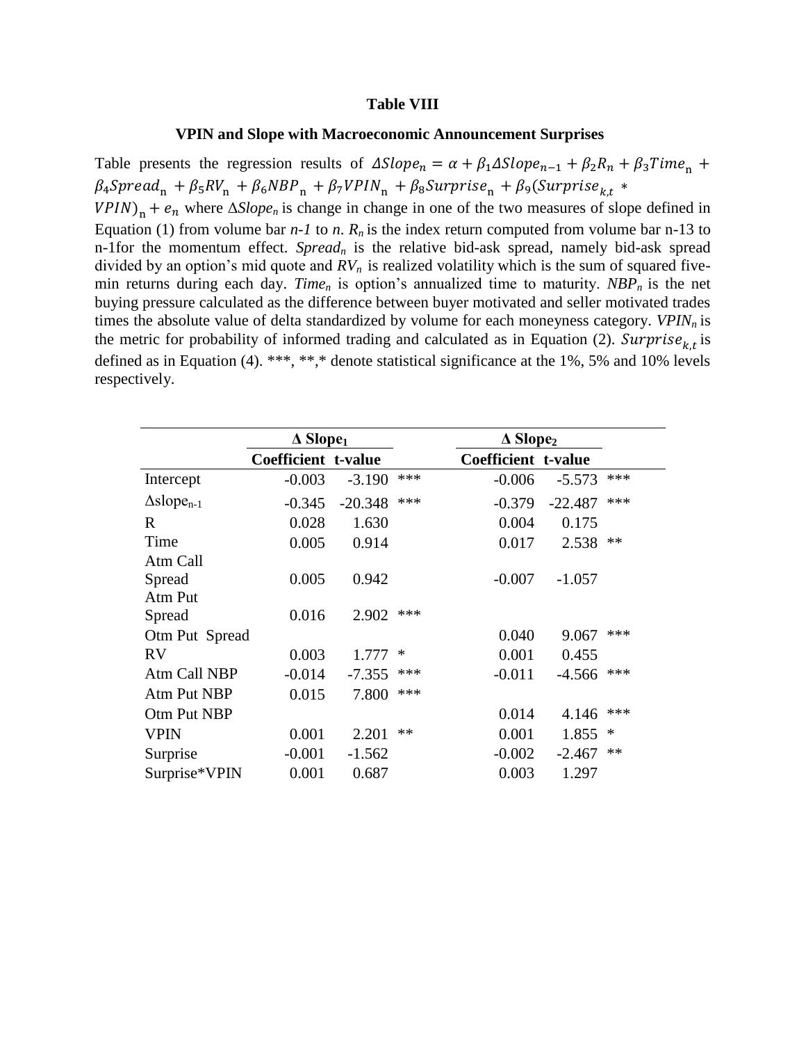**Table VIII**

**VPIN and Slope with Macroeconomic Announcement Surprises**

Table presents the regression results of $\Delta Slope_n = \alpha + \beta_1 \Delta Slope_{n-1} + \beta_2 R_n + \beta_3 Time_n + \beta_4 Spread_n + \beta_5 RV_n + \beta_6 NBP_n + \beta_7 VPIN_n + \beta_8 Surprise_n + \beta_9 (Surprise_{k,t} * VPIN)_n + e_n$ where $\Delta Slope_n$ is change in change in one of the two measures of slope defined in Equation (1) from volume bar $n-1$ to $n$. $R_n$ is the index return computed from volume bar n-13 to n-1for the momentum effect. $Spread_n$ is the relative bid-ask spread, namely bid-ask spread divided by an option's mid quote and $RV_n$ is realized volatility which is the sum of squared five-min returns during each day. $Time_n$ is option's annualized time to maturity. $NBP_n$ is the net buying pressure calculated as the difference between buyer motivated and seller motivated trades times the absolute value of delta standardized by volume for each moneyness category. $VPIN_n$ is the metric for probability of informed trading and calculated as in Equation (2). $Surprise_{k,t}$ is defined as in Equation (4). ***, **,* denote statistical significance at the 1%, 5% and 10% levels respectively.

| | $\Delta$ Slope$_1$ | | | $\Delta$ Slope$_2$ | | |
|---|---|---|---|---|---|---|
| | Coefficient | t-value | | Coefficient | t-value | |
| Intercept | -0.003 | -3.190 | *** | -0.006 | -5.573 | *** |
| $\Delta$slope$_{n-1}$ | -0.345 | -20.348 | *** | -0.379 | -22.487 | *** |
| R | 0.028 | 1.630 | | 0.004 | 0.175 | |
| Time | 0.005 | 0.914 | | 0.017 | 2.538 | ** |
| Atm Call Spread | 0.005 | 0.942 | | -0.007 | -1.057 | |
| Atm Put Spread | 0.016 | 2.902 | *** | | | |
| Otm Put Spread | | | | 0.040 | 9.067 | *** |
| RV | 0.003 | 1.777 | * | 0.001 | 0.455 | |
| Atm Call NBP | -0.014 | -7.355 | *** | -0.011 | -4.566 | *** |
| Atm Put NBP | 0.015 | 7.800 | *** | | | |
| Otm Put NBP | | | | 0.014 | 4.146 | *** |
| VPIN | 0.001 | 2.201 | ** | 0.001 | 1.855 | * |
| Surprise | -0.001 | -1.562 | | -0.002 | -2.467 | ** |
| Surprise*VPIN | 0.001 | 0.687 | | 0.003 | 1.297 | |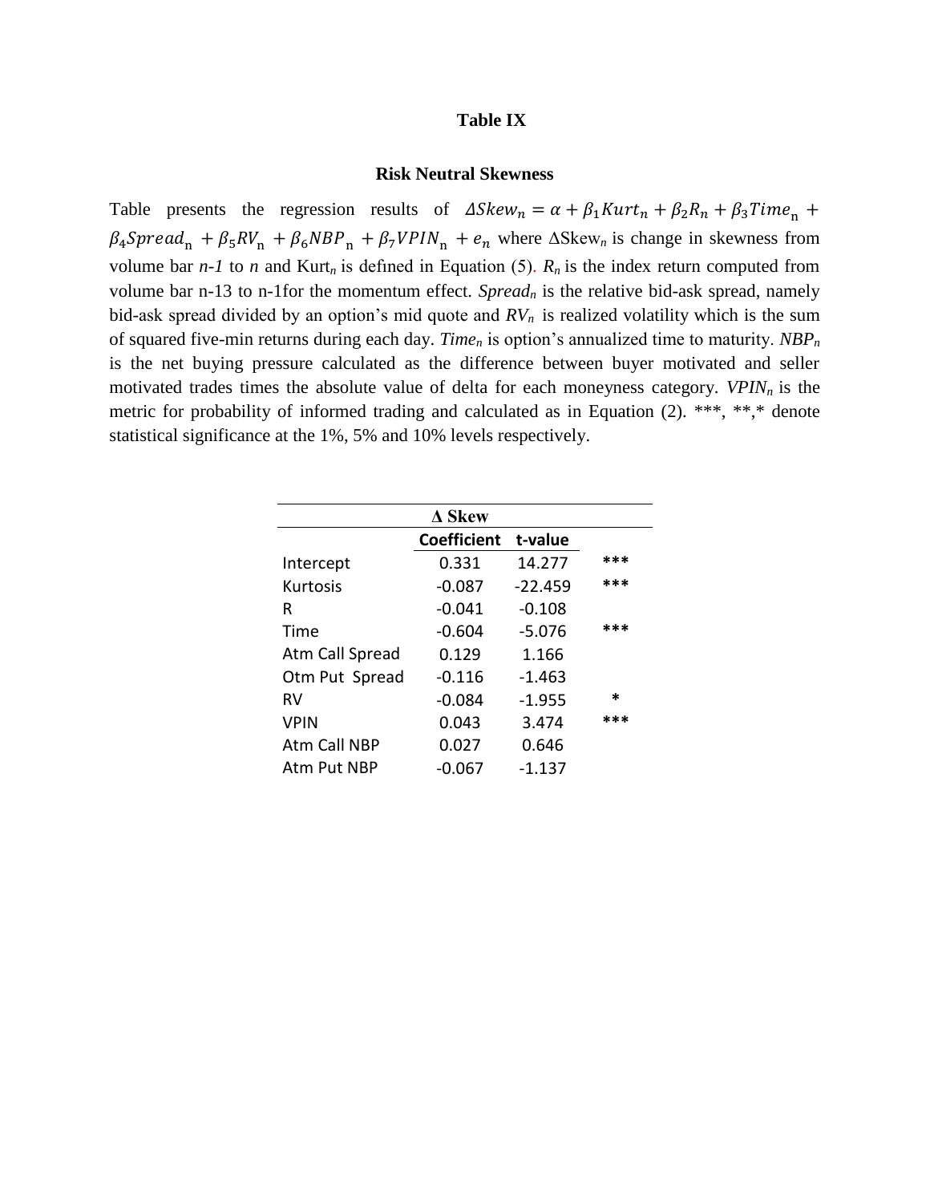# Table IX

## Risk Neutral Skewness

Table presents the regression results of $\Delta Skew_n = \alpha + \beta_1 Kurt_n + \beta_2 R_n + \beta_3 Time_{\text{n}} + \beta_4 Spread_{\text{n}} + \beta_5 RV_{\text{n}} + \beta_6 NBP_{\text{n}} + \beta_7 VPIN_{\text{n}} + e_n$ where $\Delta$Skew$_n$ is change in skewness from volume bar *n-1* to *n* and Kurt$_n$ is defined in Equation (5). $R_n$ is the index return computed from volume bar n-13 to n-1for the momentum effect. *Spread$_n$* is the relative bid-ask spread, namely bid-ask spread divided by an option's mid quote and $RV_n$ is realized volatility which is the sum of squared five-min returns during each day. *Time$_n$* is option's annualized time to maturity. *NBP$_n$* is the net buying pressure calculated as the difference between buyer motivated and seller motivated trades times the absolute value of delta for each moneyness category. *VPIN$_n$* is the metric for probability of informed trading and calculated as in Equation (2). ***, **,* denote statistical significance at the 1%, 5% and 10% levels respectively.

| | Δ Skew | | |
|---|---|---|---|
| | **Coefficient** | **t-value** | |
| Intercept | 0.331 | 14.277 | *** |
| Kurtosis | -0.087 | -22.459 | *** |
| R | -0.041 | -0.108 | |
| Time | -0.604 | -5.076 | *** |
| Atm Call Spread | 0.129 | 1.166 | |
| Otm Put Spread | -0.116 | -1.463 | |
| RV | -0.084 | -1.955 | * |
| VPIN | 0.043 | 3.474 | *** |
| Atm Call NBP | 0.027 | 0.646 | |
| Atm Put NBP | -0.067 | -1.137 | |